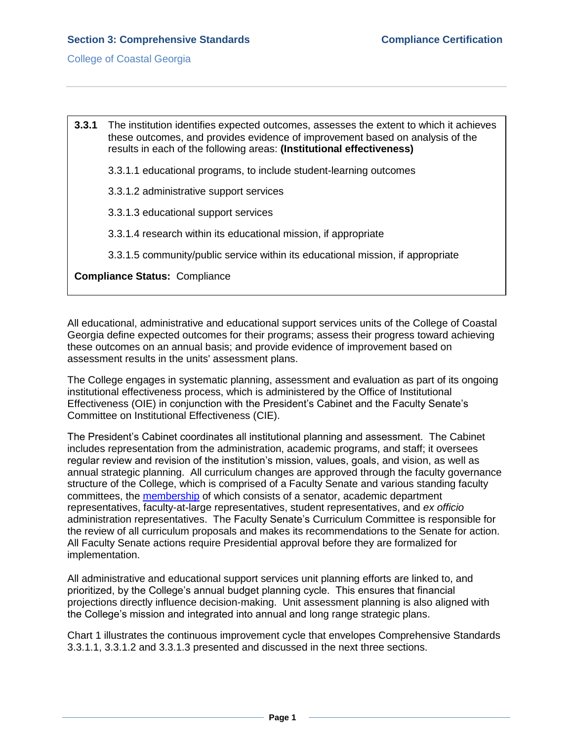**3.3.1** The institution identifies expected outcomes, assesses the extent to which it achieves these outcomes, and provides evidence of improvement based on analysis of the results in each of the following areas: **(Institutional effectiveness)**

3.3.1.1 educational programs, to include student-learning outcomes

3.3.1.2 administrative support services

3.3.1.3 educational support services

3.3.1.4 research within its educational mission, if appropriate

3.3.1.5 community/public service within its educational mission, if appropriate

**Compliance Status:** Compliance

All educational, administrative and educational support services units of the College of Coastal Georgia define expected outcomes for their programs; assess their progress toward achieving these outcomes on an annual basis; and provide evidence of improvement based on assessment results in the units' assessment plans.

The College engages in systematic planning, assessment and evaluation as part of its ongoing institutional effectiveness process, which is administered by the Office of Institutional Effectiveness (OIE) in conjunction with the President's Cabinet and the Faculty Senate's Committee on Institutional Effectiveness (CIE).

The President's Cabinet coordinates all institutional planning and assessment. The Cabinet includes representation from the administration, academic programs, and staff; it oversees regular review and revision of the institution's mission, values, goals, and vision, as well as annual strategic planning. All curriculum changes are approved through the faculty governance structure of the College, which is comprised of a Faculty Senate and various standing faculty committees, the membership of which consists of a senator, academic department representatives, faculty-at-large representatives, student representatives, and *ex officio* administration representatives. The Faculty Senate's Curriculum Committee is responsible for the review of all curriculum proposals and makes its recommendations to the Senate for action. All Faculty Senate actions require Presidential approval before they are formalized for implementation.

All administrative and educational support services unit planning efforts are linked to, and prioritized, by the College's annual budget planning cycle. This ensures that financial projections directly influence decision-making. Unit assessment planning is also aligned with the College's mission and integrated into annual and long range strategic plans.

Chart 1 illustrates the continuous improvement cycle that envelopes Comprehensive Standards 3.3.1.1, 3.3.1.2 and 3.3.1.3 presented and discussed in the next three sections.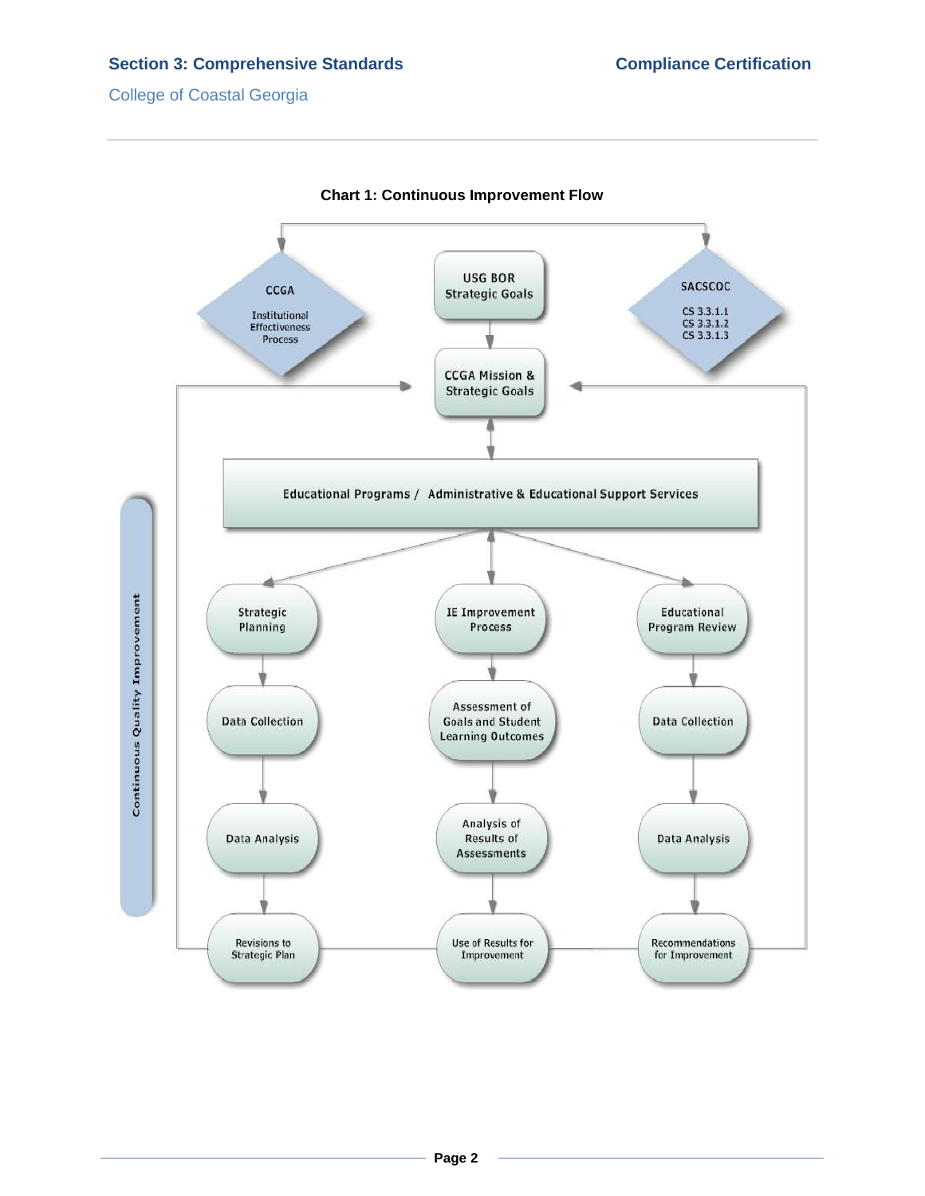**Chart 1: Continuous Improvement Flow**

- CCGA Institutional Effectiveness Process
- USG BOR Strategic Goals
- SACSCOC CS 3.3.1.1 CS 3.3.1.2 CS 3.3.1.3
- CCGA Mission & Strategic Goals
- Educational Programs / Administrative & Educational Support Services

Continuous Quality Improvement

| Strategic Planning | IE Improvement Process | Educational Program Review |
| --- | --- | --- |
| Data Collection | Assessment of Goals and Student Learning Outcomes | Data Collection |
| Data Analysis | Analysis of Results of Assessments | Data Analysis |
| Revisions to Strategic Plan | Use of Results for Improvement | Recommendations for Improvement |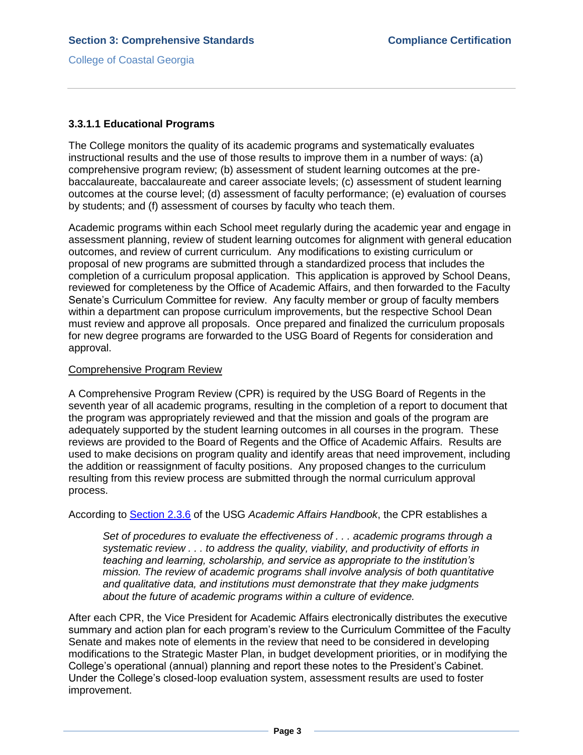### 3.3.1.1 Educational Programs

The College monitors the quality of its academic programs and systematically evaluates instructional results and the use of those results to improve them in a number of ways: (a) comprehensive program review; (b) assessment of student learning outcomes at the pre-baccalaureate, baccalaureate and career associate levels; (c) assessment of student learning outcomes at the course level; (d) assessment of faculty performance; (e) evaluation of courses by students; and (f) assessment of courses by faculty who teach them.

Academic programs within each School meet regularly during the academic year and engage in assessment planning, review of student learning outcomes for alignment with general education outcomes, and review of current curriculum. Any modifications to existing curriculum or proposal of new programs are submitted through a standardized process that includes the completion of a curriculum proposal application. This application is approved by School Deans, reviewed for completeness by the Office of Academic Affairs, and then forwarded to the Faculty Senate's Curriculum Committee for review. Any faculty member or group of faculty members within a department can propose curriculum improvements, but the respective School Dean must review and approve all proposals. Once prepared and finalized the curriculum proposals for new degree programs are forwarded to the USG Board of Regents for consideration and approval.

<u>Comprehensive Program Review</u>

A Comprehensive Program Review (CPR) is required by the USG Board of Regents in the seventh year of all academic programs, resulting in the completion of a report to document that the program was appropriately reviewed and that the mission and goals of the program are adequately supported by the student learning outcomes in all courses in the program. These reviews are provided to the Board of Regents and the Office of Academic Affairs. Results are used to make decisions on program quality and identify areas that need improvement, including the addition or reassignment of faculty positions. Any proposed changes to the curriculum resulting from this review process are submitted through the normal curriculum approval process.

According to Section 2.3.6 of the USG *Academic Affairs Handbook*, the CPR establishes a

> *Set of procedures to evaluate the effectiveness of . . . academic programs through a systematic review . . . to address the quality, viability, and productivity of efforts in teaching and learning, scholarship, and service as appropriate to the institution's mission. The review of academic programs shall involve analysis of both quantitative and qualitative data, and institutions must demonstrate that they make judgments about the future of academic programs within a culture of evidence.*

After each CPR, the Vice President for Academic Affairs electronically distributes the executive summary and action plan for each program's review to the Curriculum Committee of the Faculty Senate and makes note of elements in the review that need to be considered in developing modifications to the Strategic Master Plan, in budget development priorities, or in modifying the College's operational (annual) planning and report these notes to the President's Cabinet. Under the College's closed-loop evaluation system, assessment results are used to foster improvement.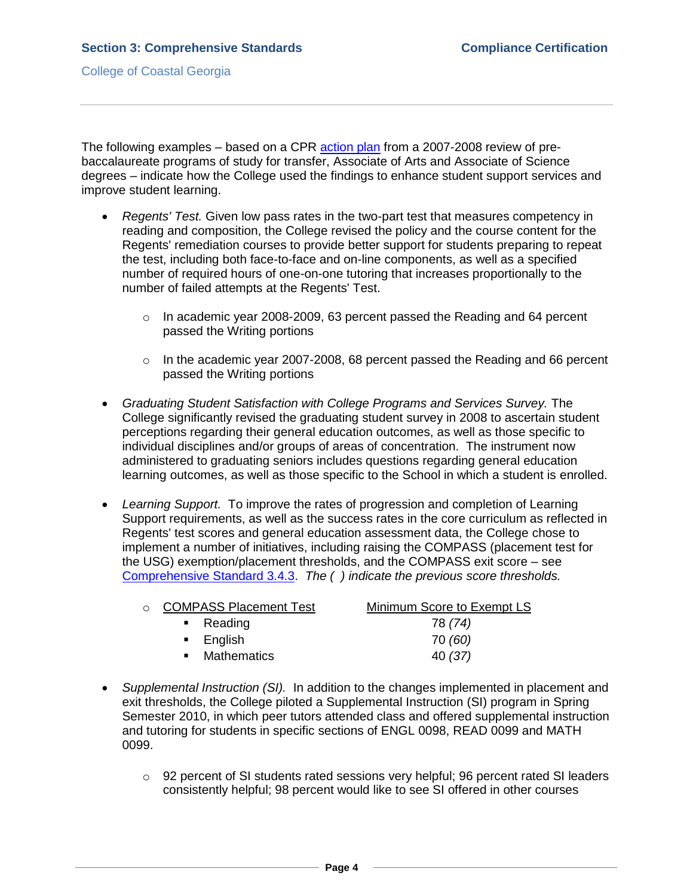The following examples – based on a CPR action plan from a 2007-2008 review of pre-baccalaureate programs of study for transfer, Associate of Arts and Associate of Science degrees – indicate how the College used the findings to enhance student support services and improve student learning.

- *Regents' Test.* Given low pass rates in the two-part test that measures competency in reading and composition, the College revised the policy and the course content for the Regents' remediation courses to provide better support for students preparing to repeat the test, including both face-to-face and on-line components, as well as a specified number of required hours of one-on-one tutoring that increases proportionally to the number of failed attempts at the Regents' Test.
  - In academic year 2008-2009, 63 percent passed the Reading and 64 percent passed the Writing portions
  - In the academic year 2007-2008, 68 percent passed the Reading and 66 percent passed the Writing portions
- *Graduating Student Satisfaction with College Programs and Services Survey.* The College significantly revised the graduating student survey in 2008 to ascertain student perceptions regarding their general education outcomes, as well as those specific to individual disciplines and/or groups of areas of concentration. The instrument now administered to graduating seniors includes questions regarding general education learning outcomes, as well as those specific to the School in which a student is enrolled.
- *Learning Support.* To improve the rates of progression and completion of Learning Support requirements, as well as the success rates in the core curriculum as reflected in Regents' test scores and general education assessment data, the College chose to implement a number of initiatives, including raising the COMPASS (placement test for the USG) exemption/placement thresholds, and the COMPASS exit score – see Comprehensive Standard 3.4.3. *The ( ) indicate the previous score thresholds.*

| COMPASS Placement Test | Minimum Score to Exempt LS |
|---|---|
| Reading | 78 *(74)* |
| English | 70 *(60)* |
| Mathematics | 40 *(37)* |

- *Supplemental Instruction (SI).* In addition to the changes implemented in placement and exit thresholds, the College piloted a Supplemental Instruction (SI) program in Spring Semester 2010, in which peer tutors attended class and offered supplemental instruction and tutoring for students in specific sections of ENGL 0098, READ 0099 and MATH 0099.
  - 92 percent of SI students rated sessions very helpful; 96 percent rated SI leaders consistently helpful; 98 percent would like to see SI offered in other courses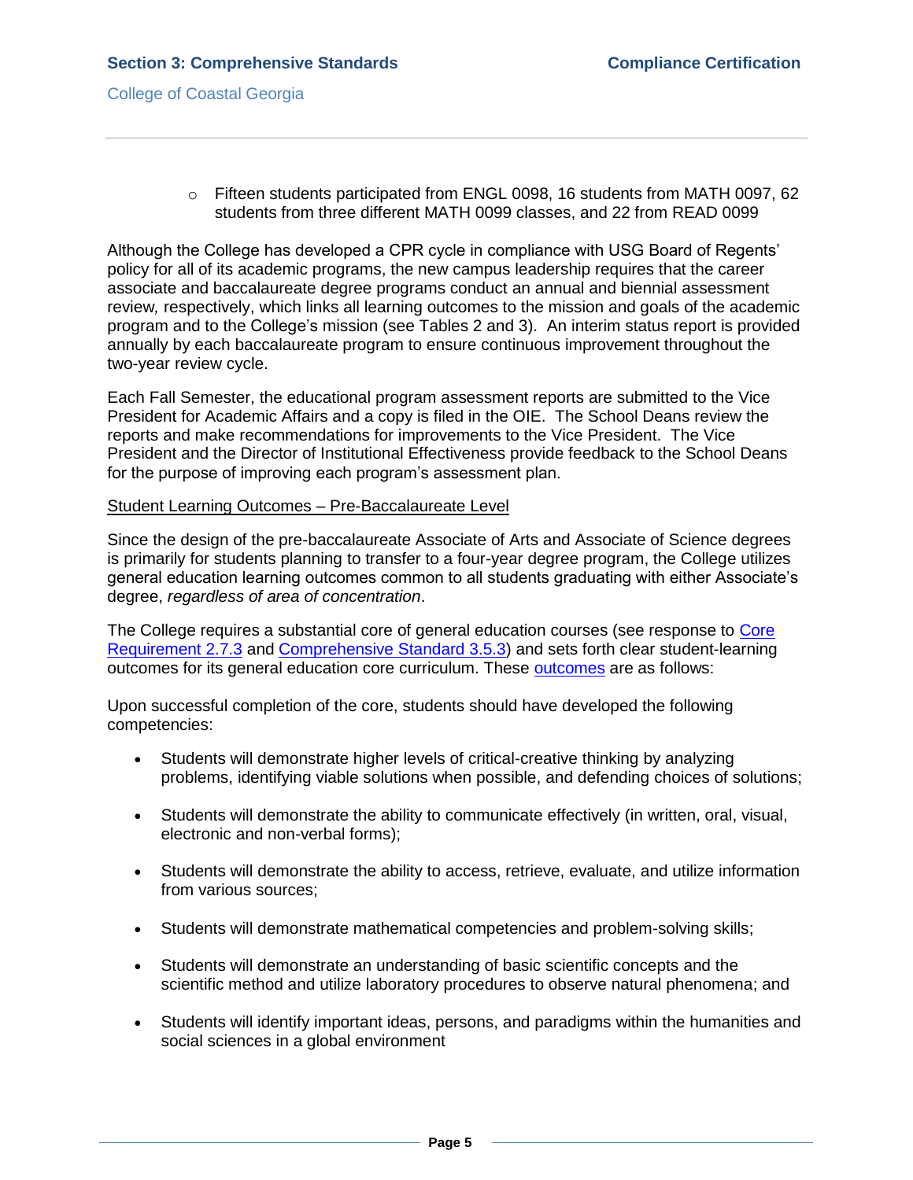- Fifteen students participated from ENGL 0098, 16 students from MATH 0097, 62 students from three different MATH 0099 classes, and 22 from READ 0099

Although the College has developed a CPR cycle in compliance with USG Board of Regents' policy for all of its academic programs, the new campus leadership requires that the career associate and baccalaureate degree programs conduct an annual and biennial assessment review*,* respectively, which links all learning outcomes to the mission and goals of the academic program and to the College's mission (see Tables 2 and 3). An interim status report is provided annually by each baccalaureate program to ensure continuous improvement throughout the two-year review cycle.

Each Fall Semester, the educational program assessment reports are submitted to the Vice President for Academic Affairs and a copy is filed in the OIE. The School Deans review the reports and make recommendations for improvements to the Vice President. The Vice President and the Director of Institutional Effectiveness provide feedback to the School Deans for the purpose of improving each program's assessment plan.

<u>Student Learning Outcomes – Pre-Baccalaureate Level</u>

Since the design of the pre-baccalaureate Associate of Arts and Associate of Science degrees is primarily for students planning to transfer to a four-year degree program, the College utilizes general education learning outcomes common to all students graduating with either Associate's degree, *regardless of area of concentration*.

The College requires a substantial core of general education courses (see response to Core Requirement 2.7.3 and Comprehensive Standard 3.5.3) and sets forth clear student-learning outcomes for its general education core curriculum. These outcomes are as follows:

Upon successful completion of the core, students should have developed the following competencies:

- Students will demonstrate higher levels of critical-creative thinking by analyzing problems, identifying viable solutions when possible, and defending choices of solutions;
- Students will demonstrate the ability to communicate effectively (in written, oral, visual, electronic and non-verbal forms);
- Students will demonstrate the ability to access, retrieve, evaluate, and utilize information from various sources;
- Students will demonstrate mathematical competencies and problem-solving skills;
- Students will demonstrate an understanding of basic scientific concepts and the scientific method and utilize laboratory procedures to observe natural phenomena; and
- Students will identify important ideas, persons, and paradigms within the humanities and social sciences in a global environment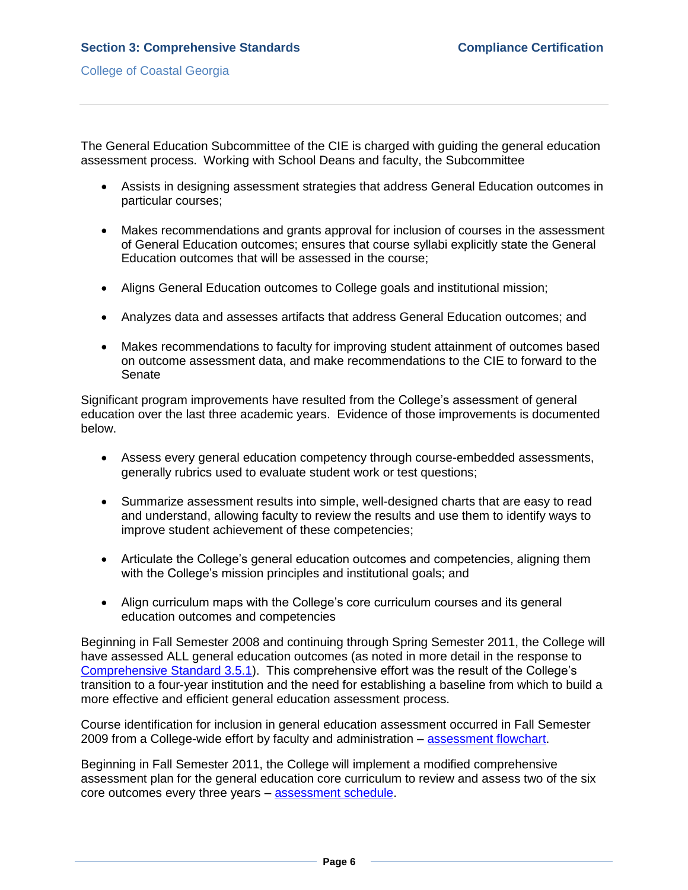The General Education Subcommittee of the CIE is charged with guiding the general education assessment process. Working with School Deans and faculty, the Subcommittee

- Assists in designing assessment strategies that address General Education outcomes in particular courses;
- Makes recommendations and grants approval for inclusion of courses in the assessment of General Education outcomes; ensures that course syllabi explicitly state the General Education outcomes that will be assessed in the course;
- Aligns General Education outcomes to College goals and institutional mission;
- Analyzes data and assesses artifacts that address General Education outcomes; and
- Makes recommendations to faculty for improving student attainment of outcomes based on outcome assessment data, and make recommendations to the CIE to forward to the Senate

Significant program improvements have resulted from the College's assessment of general education over the last three academic years. Evidence of those improvements is documented below.

- Assess every general education competency through course-embedded assessments, generally rubrics used to evaluate student work or test questions;
- Summarize assessment results into simple, well-designed charts that are easy to read and understand, allowing faculty to review the results and use them to identify ways to improve student achievement of these competencies;
- Articulate the College's general education outcomes and competencies, aligning them with the College's mission principles and institutional goals; and
- Align curriculum maps with the College's core curriculum courses and its general education outcomes and competencies

Beginning in Fall Semester 2008 and continuing through Spring Semester 2011, the College will have assessed ALL general education outcomes (as noted in more detail in the response to Comprehensive Standard 3.5.1). This comprehensive effort was the result of the College's transition to a four-year institution and the need for establishing a baseline from which to build a more effective and efficient general education assessment process.

Course identification for inclusion in general education assessment occurred in Fall Semester 2009 from a College-wide effort by faculty and administration – assessment flowchart.

Beginning in Fall Semester 2011, the College will implement a modified comprehensive assessment plan for the general education core curriculum to review and assess two of the six core outcomes every three years – assessment schedule.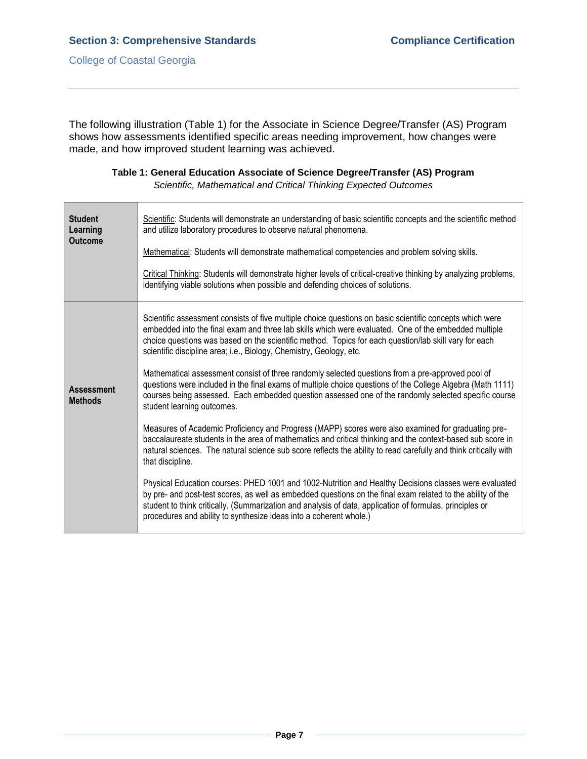The following illustration (Table 1) for the Associate in Science Degree/Transfer (AS) Program shows how assessments identified specific areas needing improvement, how changes were made, and how improved student learning was achieved.

**Table 1: General Education Associate of Science Degree/Transfer (AS) Program**

*Scientific, Mathematical and Critical Thinking Expected Outcomes*

| | |
|---|---|
| **Student Learning Outcome** | Scientific: Students will demonstrate an understanding of basic scientific concepts and the scientific method and utilize laboratory procedures to observe natural phenomena.<br><br>Mathematical: Students will demonstrate mathematical competencies and problem solving skills.<br><br>Critical Thinking: Students will demonstrate higher levels of critical-creative thinking by analyzing problems, identifying viable solutions when possible and defending choices of solutions. |
| **Assessment Methods** | Scientific assessment consists of five multiple choice questions on basic scientific concepts which were embedded into the final exam and three lab skills which were evaluated. One of the embedded multiple choice questions was based on the scientific method. Topics for each question/lab skill vary for each scientific discipline area; i.e., Biology, Chemistry, Geology, etc.<br><br>Mathematical assessment consist of three randomly selected questions from a pre-approved pool of questions were included in the final exams of multiple choice questions of the College Algebra (Math 1111) courses being assessed. Each embedded question assessed one of the randomly selected specific course student learning outcomes.<br><br>Measures of Academic Proficiency and Progress (MAPP) scores were also examined for graduating pre-baccalaureate students in the area of mathematics and critical thinking and the context-based sub score in natural sciences. The natural science sub score reflects the ability to read carefully and think critically with that discipline.<br><br>Physical Education courses: PHED 1001 and 1002-Nutrition and Healthy Decisions classes were evaluated by pre- and post-test scores, as well as embedded questions on the final exam related to the ability of the student to think critically. (Summarization and analysis of data, application of formulas, principles or procedures and ability to synthesize ideas into a coherent whole.) |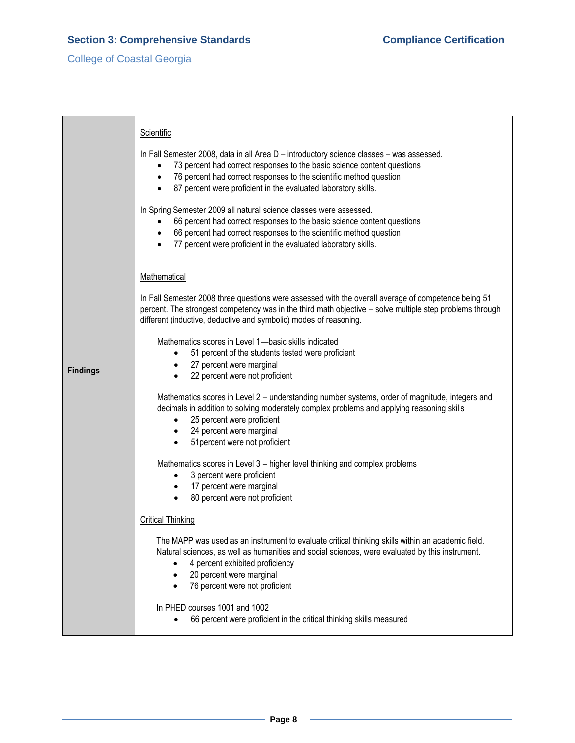| | |
|---|---|
| **Findings** | <u>Scientific</u><br><br>In Fall Semester 2008, data in all Area D – introductory science classes – was assessed.<br>• 73 percent had correct responses to the basic science content questions<br>• 76 percent had correct responses to the scientific method question<br>• 87 percent were proficient in the evaluated laboratory skills.<br><br>In Spring Semester 2009 all natural science classes were assessed.<br>• 66 percent had correct responses to the basic science content questions<br>• 66 percent had correct responses to the scientific method question<br>• 77 percent were proficient in the evaluated laboratory skills. |
| | <u>Mathematical</u><br><br>In Fall Semester 2008 three questions were assessed with the overall average of competence being 51 percent. The strongest competency was in the third math objective – solve multiple step problems through different (inductive, deductive and symbolic) modes of reasoning.<br><br>Mathematics scores in Level 1—basic skills indicated<br>• 51 percent of the students tested were proficient<br>• 27 percent were marginal<br>• 22 percent were not proficient<br><br>Mathematics scores in Level 2 – understanding number systems, order of magnitude, integers and decimals in addition to solving moderately complex problems and applying reasoning skills<br>• 25 percent were proficient<br>• 24 percent were marginal<br>• 51percent were not proficient<br><br>Mathematics scores in Level 3 – higher level thinking and complex problems<br>• 3 percent were proficient<br>• 17 percent were marginal<br>• 80 percent were not proficient<br><br><u>Critical Thinking</u><br><br>The MAPP was used as an instrument to evaluate critical thinking skills within an academic field. Natural sciences, as well as humanities and social sciences, were evaluated by this instrument.<br>• 4 percent exhibited proficiency<br>• 20 percent were marginal<br>• 76 percent were not proficient<br><br>In PHED courses 1001 and 1002<br>• 66 percent were proficient in the critical thinking skills measured |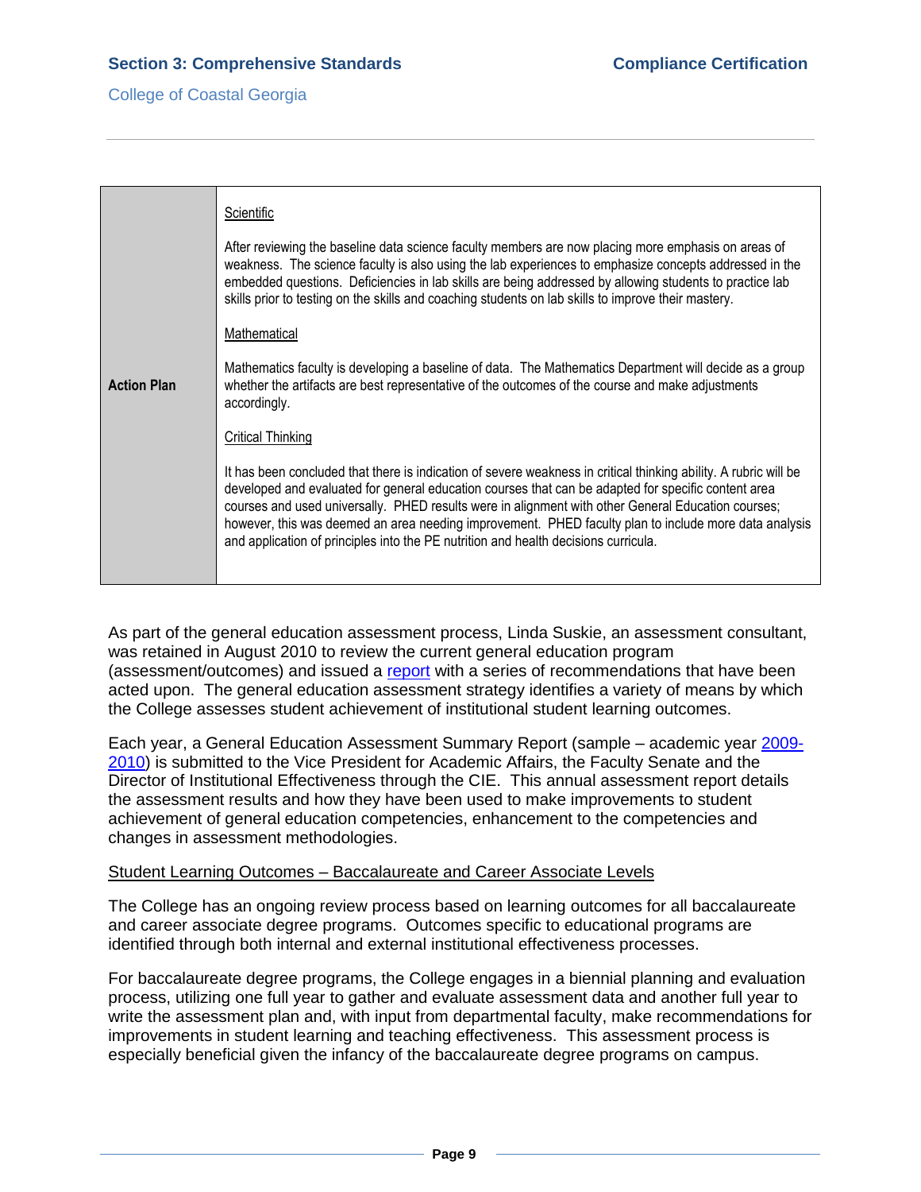| Action Plan | Scientific<br><br>After reviewing the baseline data science faculty members are now placing more emphasis on areas of weakness. The science faculty is also using the lab experiences to emphasize concepts addressed in the embedded questions. Deficiencies in lab skills are being addressed by allowing students to practice lab skills prior to testing on the skills and coaching students on lab skills to improve their mastery.<br><br>Mathematical<br><br>Mathematics faculty is developing a baseline of data. The Mathematics Department will decide as a group whether the artifacts are best representative of the outcomes of the course and make adjustments accordingly.<br><br>Critical Thinking<br><br>It has been concluded that there is indication of severe weakness in critical thinking ability. A rubric will be developed and evaluated for general education courses that can be adapted for specific content area courses and used universally. PHED results were in alignment with other General Education courses; however, this was deemed an area needing improvement. PHED faculty plan to include more data analysis and application of principles into the PE nutrition and health decisions curricula. |
|---|---|

As part of the general education assessment process, Linda Suskie, an assessment consultant, was retained in August 2010 to review the current general education program (assessment/outcomes) and issued a report with a series of recommendations that have been acted upon. The general education assessment strategy identifies a variety of means by which the College assesses student achievement of institutional student learning outcomes.

Each year, a General Education Assessment Summary Report (sample – academic year 2009-2010) is submitted to the Vice President for Academic Affairs, the Faculty Senate and the Director of Institutional Effectiveness through the CIE. This annual assessment report details the assessment results and how they have been used to make improvements to student achievement of general education competencies, enhancement to the competencies and changes in assessment methodologies.

Student Learning Outcomes – Baccalaureate and Career Associate Levels

The College has an ongoing review process based on learning outcomes for all baccalaureate and career associate degree programs. Outcomes specific to educational programs are identified through both internal and external institutional effectiveness processes.

For baccalaureate degree programs, the College engages in a biennial planning and evaluation process, utilizing one full year to gather and evaluate assessment data and another full year to write the assessment plan and, with input from departmental faculty, make recommendations for improvements in student learning and teaching effectiveness. This assessment process is especially beneficial given the infancy of the baccalaureate degree programs on campus.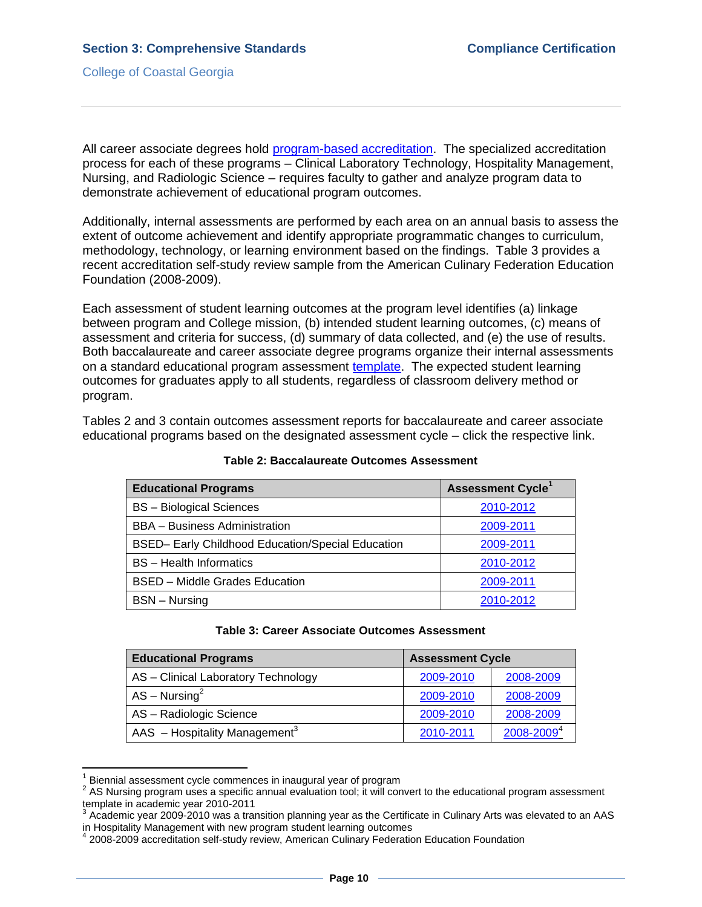All career associate degrees hold program-based accreditation. The specialized accreditation process for each of these programs – Clinical Laboratory Technology, Hospitality Management, Nursing, and Radiologic Science – requires faculty to gather and analyze program data to demonstrate achievement of educational program outcomes.

Additionally, internal assessments are performed by each area on an annual basis to assess the extent of outcome achievement and identify appropriate programmatic changes to curriculum, methodology, technology, or learning environment based on the findings. Table 3 provides a recent accreditation self-study review sample from the American Culinary Federation Education Foundation (2008-2009).

Each assessment of student learning outcomes at the program level identifies (a) linkage between program and College mission, (b) intended student learning outcomes, (c) means of assessment and criteria for success, (d) summary of data collected, and (e) the use of results. Both baccalaureate and career associate degree programs organize their internal assessments on a standard educational program assessment template. The expected student learning outcomes for graduates apply to all students, regardless of classroom delivery method or program.

Tables 2 and 3 contain outcomes assessment reports for baccalaureate and career associate educational programs based on the designated assessment cycle – click the respective link.

**Table 2: Baccalaureate Outcomes Assessment**

| Educational Programs | Assessment Cycle[1] |
|---|---|
| BS – Biological Sciences | 2010-2012 |
| BBA – Business Administration | 2009-2011 |
| BSED– Early Childhood Education/Special Education | 2009-2011 |
| BS – Health Informatics | 2010-2012 |
| BSED – Middle Grades Education | 2009-2011 |
| BSN – Nursing | 2010-2012 |

**Table 3: Career Associate Outcomes Assessment**

| Educational Programs | Assessment Cycle | |
|---|---|---|
| AS – Clinical Laboratory Technology | 2009-2010 | 2008-2009 |
| AS – Nursing[2] | 2009-2010 | 2008-2009 |
| AS – Radiologic Science | 2009-2010 | 2008-2009 |
| AAS – Hospitality Management[3] | 2010-2011 | 2008-2009[4] |

[1] Biennial assessment cycle commences in inaugural year of program

[2] AS Nursing program uses a specific annual evaluation tool; it will convert to the educational program assessment template in academic year 2010-2011

[3] Academic year 2009-2010 was a transition planning year as the Certificate in Culinary Arts was elevated to an AAS in Hospitality Management with new program student learning outcomes

[4] 2008-2009 accreditation self-study review, American Culinary Federation Education Foundation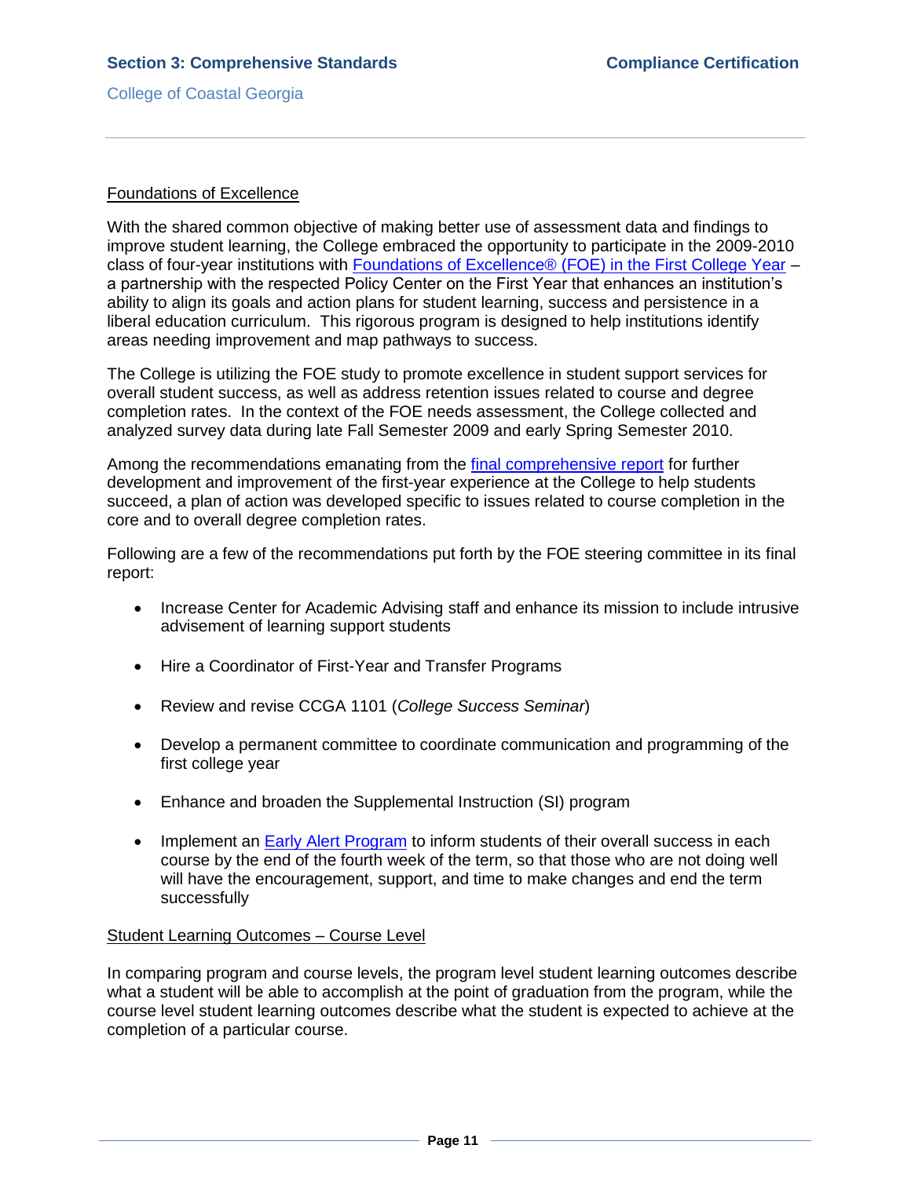## Foundations of Excellence

With the shared common objective of making better use of assessment data and findings to improve student learning, the College embraced the opportunity to participate in the 2009-2010 class of four-year institutions with Foundations of Excellence® (FOE) in the First College Year – a partnership with the respected Policy Center on the First Year that enhances an institution's ability to align its goals and action plans for student learning, success and persistence in a liberal education curriculum. This rigorous program is designed to help institutions identify areas needing improvement and map pathways to success.

The College is utilizing the FOE study to promote excellence in student support services for overall student success, as well as address retention issues related to course and degree completion rates. In the context of the FOE needs assessment, the College collected and analyzed survey data during late Fall Semester 2009 and early Spring Semester 2010.

Among the recommendations emanating from the final comprehensive report for further development and improvement of the first-year experience at the College to help students succeed, a plan of action was developed specific to issues related to course completion in the core and to overall degree completion rates.

Following are a few of the recommendations put forth by the FOE steering committee in its final report:

- Increase Center for Academic Advising staff and enhance its mission to include intrusive advisement of learning support students
- Hire a Coordinator of First-Year and Transfer Programs
- Review and revise CCGA 1101 (*College Success Seminar*)
- Develop a permanent committee to coordinate communication and programming of the first college year
- Enhance and broaden the Supplemental Instruction (SI) program
- Implement an Early Alert Program to inform students of their overall success in each course by the end of the fourth week of the term, so that those who are not doing well will have the encouragement, support, and time to make changes and end the term successfully

## Student Learning Outcomes – Course Level

In comparing program and course levels, the program level student learning outcomes describe what a student will be able to accomplish at the point of graduation from the program, while the course level student learning outcomes describe what the student is expected to achieve at the completion of a particular course.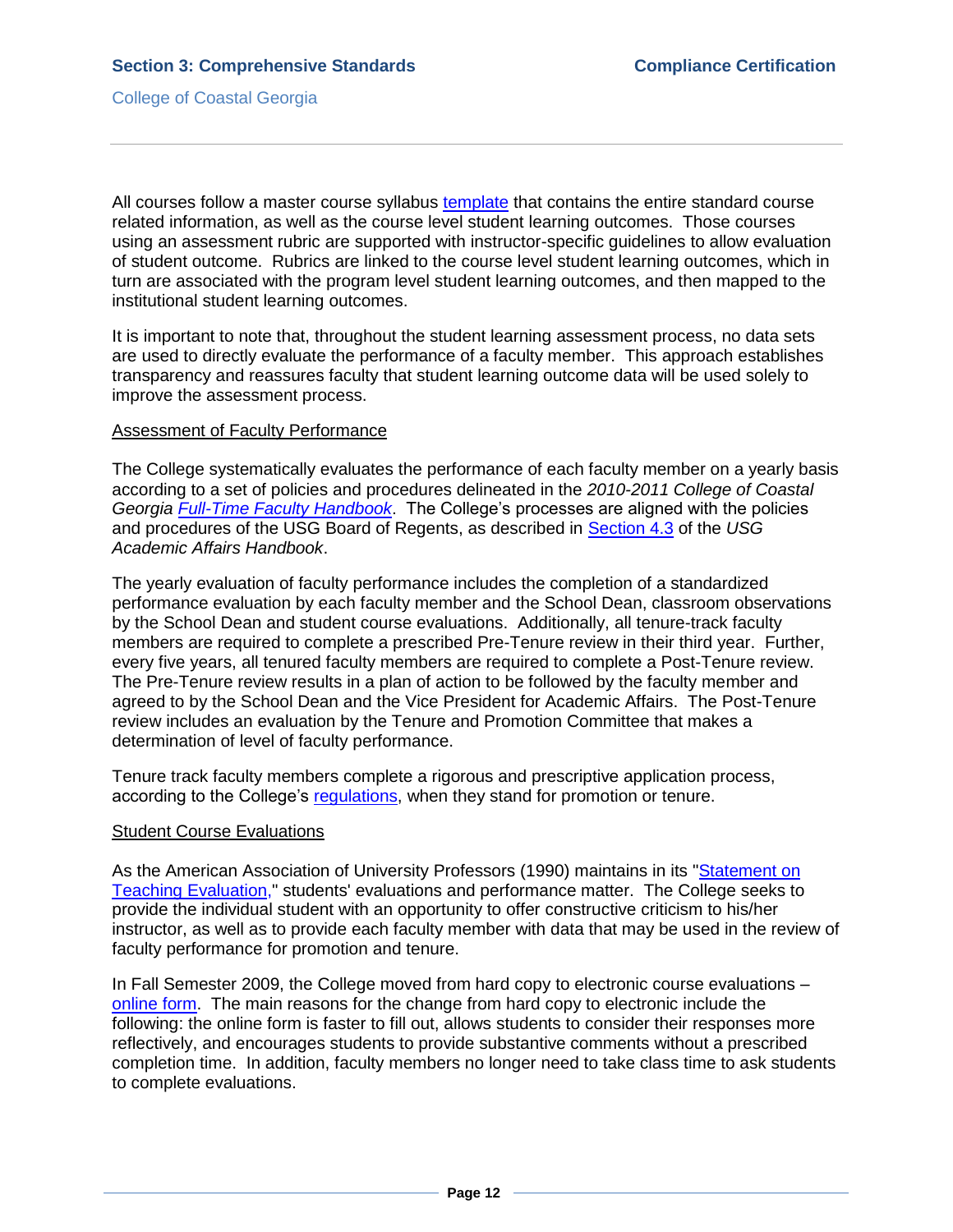All courses follow a master course syllabus template that contains the entire standard course related information, as well as the course level student learning outcomes. Those courses using an assessment rubric are supported with instructor-specific guidelines to allow evaluation of student outcome. Rubrics are linked to the course level student learning outcomes, which in turn are associated with the program level student learning outcomes, and then mapped to the institutional student learning outcomes.

It is important to note that, throughout the student learning assessment process, no data sets are used to directly evaluate the performance of a faculty member. This approach establishes transparency and reassures faculty that student learning outcome data will be used solely to improve the assessment process.

<u>Assessment of Faculty Performance</u>

The College systematically evaluates the performance of each faculty member on a yearly basis according to a set of policies and procedures delineated in the *2010-2011 College of Coastal Georgia Full-Time Faculty Handbook*. The College's processes are aligned with the policies and procedures of the USG Board of Regents, as described in Section 4.3 of the *USG Academic Affairs Handbook*.

The yearly evaluation of faculty performance includes the completion of a standardized performance evaluation by each faculty member and the School Dean, classroom observations by the School Dean and student course evaluations. Additionally, all tenure-track faculty members are required to complete a prescribed Pre-Tenure review in their third year. Further, every five years, all tenured faculty members are required to complete a Post-Tenure review. The Pre-Tenure review results in a plan of action to be followed by the faculty member and agreed to by the School Dean and the Vice President for Academic Affairs. The Post-Tenure review includes an evaluation by the Tenure and Promotion Committee that makes a determination of level of faculty performance.

Tenure track faculty members complete a rigorous and prescriptive application process, according to the College's regulations, when they stand for promotion or tenure.

<u>Student Course Evaluations</u>

As the American Association of University Professors (1990) maintains in its "Statement on Teaching Evaluation," students' evaluations and performance matter. The College seeks to provide the individual student with an opportunity to offer constructive criticism to his/her instructor, as well as to provide each faculty member with data that may be used in the review of faculty performance for promotion and tenure.

In Fall Semester 2009, the College moved from hard copy to electronic course evaluations – online form. The main reasons for the change from hard copy to electronic include the following: the online form is faster to fill out, allows students to consider their responses more reflectively, and encourages students to provide substantive comments without a prescribed completion time. In addition, faculty members no longer need to take class time to ask students to complete evaluations.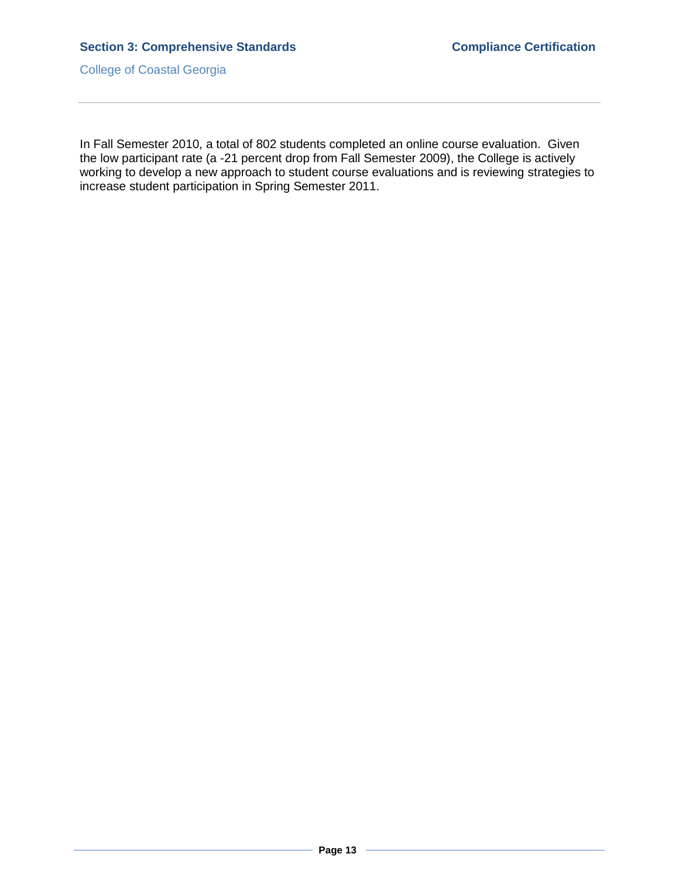In Fall Semester 2010, a total of 802 students completed an online course evaluation. Given the low participant rate (a -21 percent drop from Fall Semester 2009), the College is actively working to develop a new approach to student course evaluations and is reviewing strategies to increase student participation in Spring Semester 2011.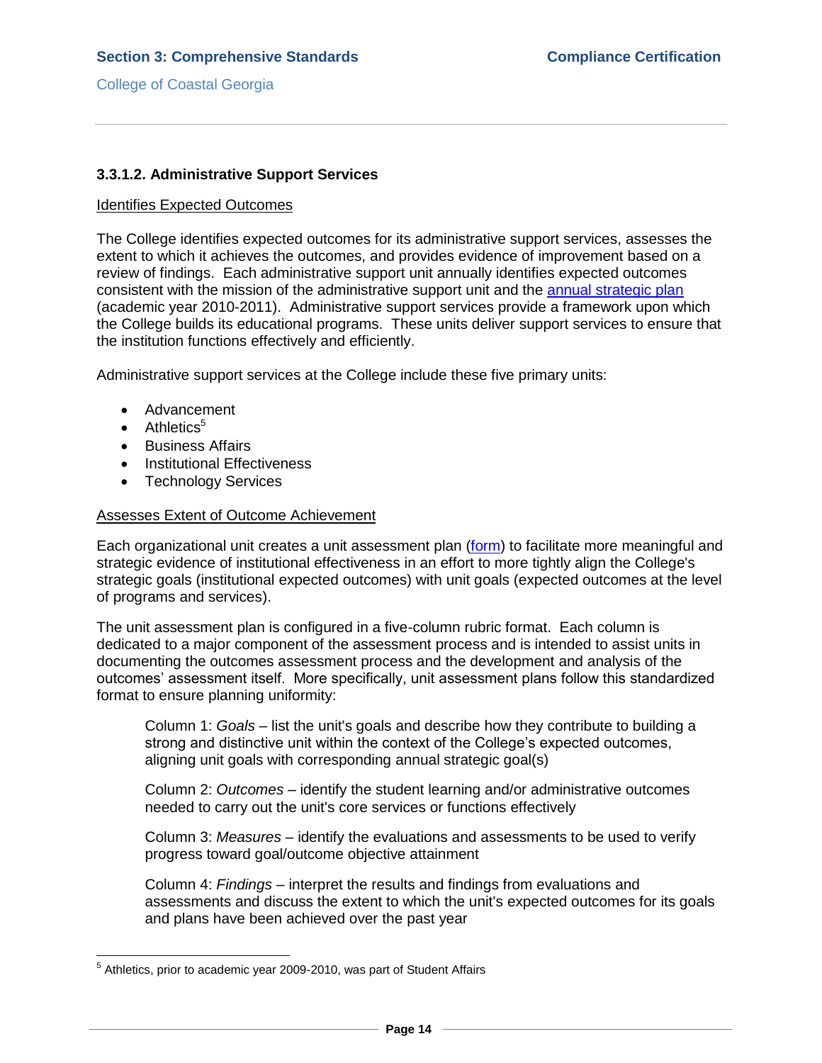### 3.3.1.2. Administrative Support Services

Identifies Expected Outcomes

The College identifies expected outcomes for its administrative support services, assesses the extent to which it achieves the outcomes, and provides evidence of improvement based on a review of findings. Each administrative support unit annually identifies expected outcomes consistent with the mission of the administrative support unit and the annual strategic plan (academic year 2010-2011). Administrative support services provide a framework upon which the College builds its educational programs. These units deliver support services to ensure that the institution functions effectively and efficiently.

Administrative support services at the College include these five primary units:

- Advancement
- Athletics[5]
- Business Affairs
- Institutional Effectiveness
- Technology Services

Assesses Extent of Outcome Achievement

Each organizational unit creates a unit assessment plan (form) to facilitate more meaningful and strategic evidence of institutional effectiveness in an effort to more tightly align the College's strategic goals (institutional expected outcomes) with unit goals (expected outcomes at the level of programs and services).

The unit assessment plan is configured in a five-column rubric format. Each column is dedicated to a major component of the assessment process and is intended to assist units in documenting the outcomes assessment process and the development and analysis of the outcomes' assessment itself. More specifically, unit assessment plans follow this standardized format to ensure planning uniformity:

Column 1: *Goals* – list the unit's goals and describe how they contribute to building a strong and distinctive unit within the context of the College's expected outcomes, aligning unit goals with corresponding annual strategic goal(s)

Column 2: *Outcomes* – identify the student learning and/or administrative outcomes needed to carry out the unit's core services or functions effectively

Column 3: *Measures* – identify the evaluations and assessments to be used to verify progress toward goal/outcome objective attainment

Column 4: *Findings* – interpret the results and findings from evaluations and assessments and discuss the extent to which the unit's expected outcomes for its goals and plans have been achieved over the past year

[5] Athletics, prior to academic year 2009-2010, was part of Student Affairs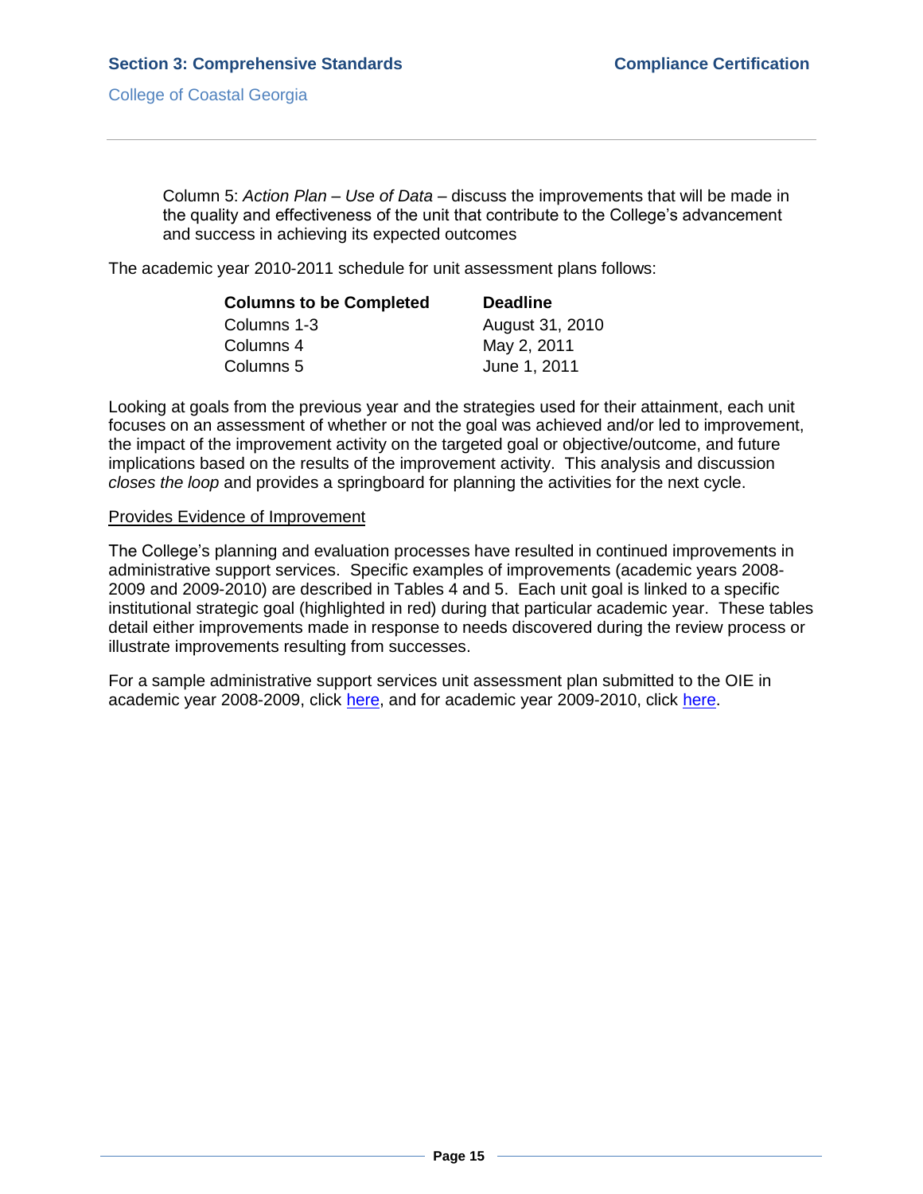Column 5: *Action Plan – Use of Data* – discuss the improvements that will be made in the quality and effectiveness of the unit that contribute to the College's advancement and success in achieving its expected outcomes

The academic year 2010-2011 schedule for unit assessment plans follows:

| **Columns to be Completed** | **Deadline** |
|---|---|
| Columns 1-3 | August 31, 2010 |
| Columns 4 | May 2, 2011 |
| Columns 5 | June 1, 2011 |

Looking at goals from the previous year and the strategies used for their attainment, each unit focuses on an assessment of whether or not the goal was achieved and/or led to improvement, the impact of the improvement activity on the targeted goal or objective/outcome, and future implications based on the results of the improvement activity. This analysis and discussion *closes the loop* and provides a springboard for planning the activities for the next cycle.

<u>Provides Evidence of Improvement</u>

The College's planning and evaluation processes have resulted in continued improvements in administrative support services. Specific examples of improvements (academic years 2008-2009 and 2009-2010) are described in Tables 4 and 5. Each unit goal is linked to a specific institutional strategic goal (highlighted in red) during that particular academic year. These tables detail either improvements made in response to needs discovered during the review process or illustrate improvements resulting from successes.

For a sample administrative support services unit assessment plan submitted to the OIE in academic year 2008-2009, click here, and for academic year 2009-2010, click here.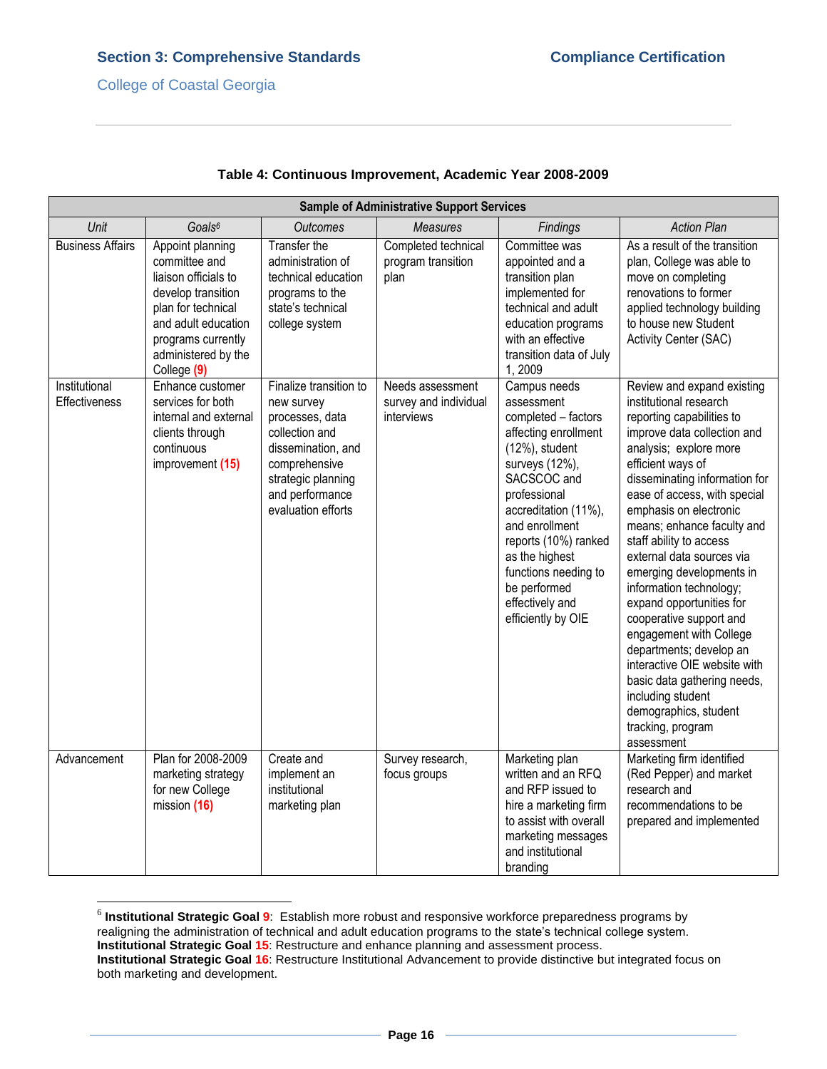**Table 4: Continuous Improvement, Academic Year 2008-2009**

| Sample of Administrative Support Services | | | | | |
|---|---|---|---|---|---|
| *Unit* | *Goals*[6] | *Outcomes* | *Measures* | *Findings* | *Action Plan* |
| Business Affairs | Appoint planning committee and liaison officials to develop transition plan for technical and adult education programs currently administered by the College **(9)** | Transfer the administration of technical education programs to the state's technical college system | Completed technical program transition plan | Committee was appointed and a transition plan implemented for technical and adult education programs with an effective transition data of July 1, 2009 | As a result of the transition plan, College was able to move on completing renovations to former applied technology building to house new Student Activity Center (SAC) |
| Institutional Effectiveness | Enhance customer services for both internal and external clients through continuous improvement **(15)** | Finalize transition to new survey processes, data collection and dissemination, and comprehensive strategic planning and performance evaluation efforts | Needs assessment survey and individual interviews | Campus needs assessment completed – factors affecting enrollment (12%), student surveys (12%), SACSCOC and professional accreditation (11%), and enrollment reports (10%) ranked as the highest functions needing to be performed effectively and efficiently by OIE | Review and expand existing institutional research reporting capabilities to improve data collection and analysis; explore more efficient ways of disseminating information for ease of access, with special emphasis on electronic means; enhance faculty and staff ability to access external data sources via emerging developments in information technology; expand opportunities for cooperative support and engagement with College departments; develop an interactive OIE website with basic data gathering needs, including student demographics, student tracking, program assessment |
| Advancement | Plan for 2008-2009 marketing strategy for new College mission **(16)** | Create and implement an institutional marketing plan | Survey research, focus groups | Marketing plan written and an RFQ and RFP issued to hire a marketing firm to assist with overall marketing messages and institutional branding | Marketing firm identified (Red Pepper) and market research and recommendations to be prepared and implemented |

[6] **Institutional Strategic Goal 9**: Establish more robust and responsive workforce preparedness programs by realigning the administration of technical and adult education programs to the state's technical college system.
**Institutional Strategic Goal 15**: Restructure and enhance planning and assessment process.
**Institutional Strategic Goal 16**: Restructure Institutional Advancement to provide distinctive but integrated focus on both marketing and development.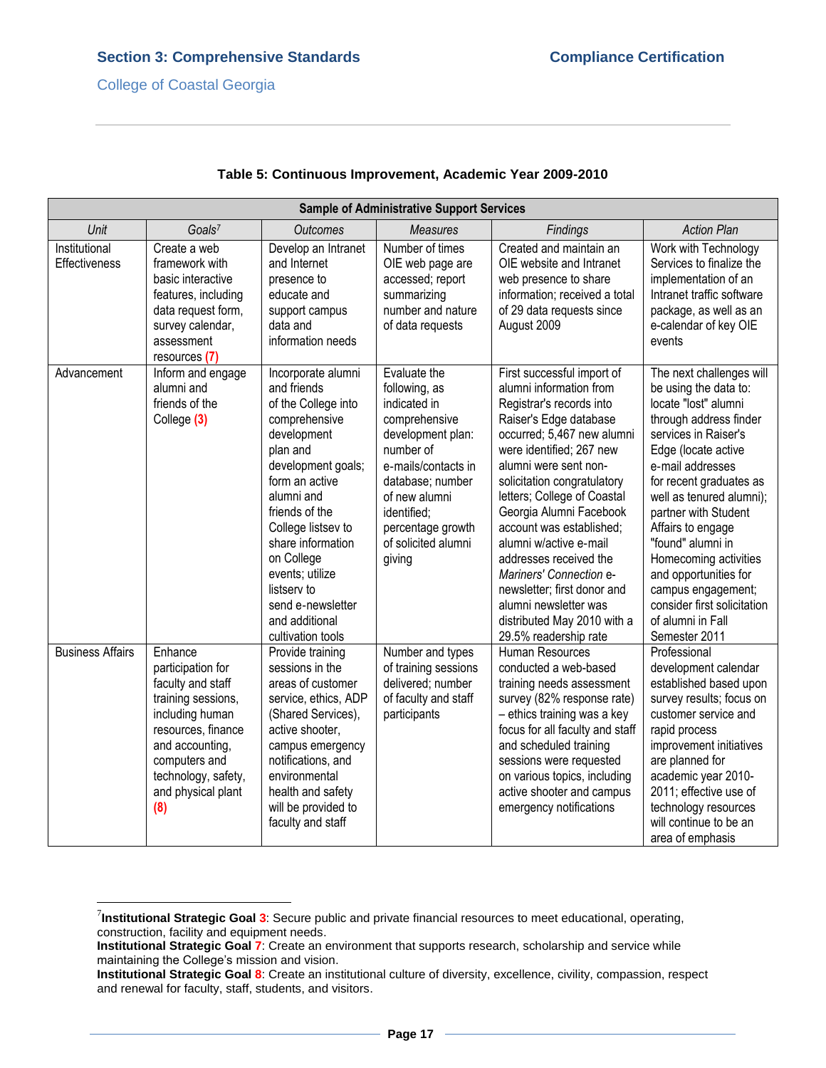**Table 5: Continuous Improvement, Academic Year 2009-2010**

| Sample of Administrative Support Services | | | | | |
|---|---|---|---|---|---|
| *Unit* | *Goals*[7] | *Outcomes* | *Measures* | *Findings* | *Action Plan* |
| Institutional Effectiveness | Create a web framework with basic interactive features, including data request form, survey calendar, assessment resources **(7)** | Develop an Intranet and Internet presence to educate and support campus data and information needs | Number of times OIE web page are accessed; report summarizing number and nature of data requests | Created and maintain an OIE website and Intranet web presence to share information; received a total of 29 data requests since August 2009 | Work with Technology Services to finalize the implementation of an Intranet traffic software package, as well as an e-calendar of key OIE events |
| Advancement | Inform and engage alumni and friends of the College **(3)** | Incorporate alumni and friends of the College into comprehensive development plan and development goals; form an active alumni and friends of the College listsev to share information on College events; utilize listserv to send e-newsletter and additional cultivation tools | Evaluate the following, as indicated in comprehensive development plan: number of e-mails/contacts in database; number of new alumni identified; percentage growth of solicited alumni giving | First successful import of alumni information from Registrar's records into Raiser's Edge database occurred; 5,467 new alumni were identified; 267 new alumni were sent non-solicitation congratulatory letters; College of Coastal Georgia Alumni Facebook account was established; alumni w/active e-mail addresses received the *Mariners' Connection* e-newsletter; first donor and alumni newsletter was distributed May 2010 with a 29.5% readership rate | The next challenges will be using the data to: locate "lost" alumni through address finder services in Raiser's Edge (locate active e-mail addresses for recent graduates as well as tenured alumni); partner with Student Affairs to engage "found" alumni in Homecoming activities and opportunities for campus engagement; consider first solicitation of alumni in Fall Semester 2011 |
| Business Affairs | Enhance participation for faculty and staff training sessions, including human resources, finance and accounting, computers and technology, safety, and physical plant **(8)** | Provide training sessions in the areas of customer service, ethics, ADP (Shared Services), active shooter, campus emergency notifications, and environmental health and safety will be provided to faculty and staff | Number and types of training sessions delivered; number of faculty and staff participants | Human Resources conducted a web-based training needs assessment survey (82% response rate) – ethics training was a key focus for all faculty and staff and scheduled training sessions were requested on various topics, including active shooter and campus emergency notifications | Professional development calendar established based upon survey results; focus on customer service and rapid process improvement initiatives are planned for academic year 2010-2011; effective use of technology resources will continue to be an area of emphasis |

[7]**Institutional Strategic Goal 3**: Secure public and private financial resources to meet educational, operating, construction, facility and equipment needs.
**Institutional Strategic Goal 7**: Create an environment that supports research, scholarship and service while maintaining the College's mission and vision.
**Institutional Strategic Goal 8**: Create an institutional culture of diversity, excellence, civility, compassion, respect and renewal for faculty, staff, students, and visitors.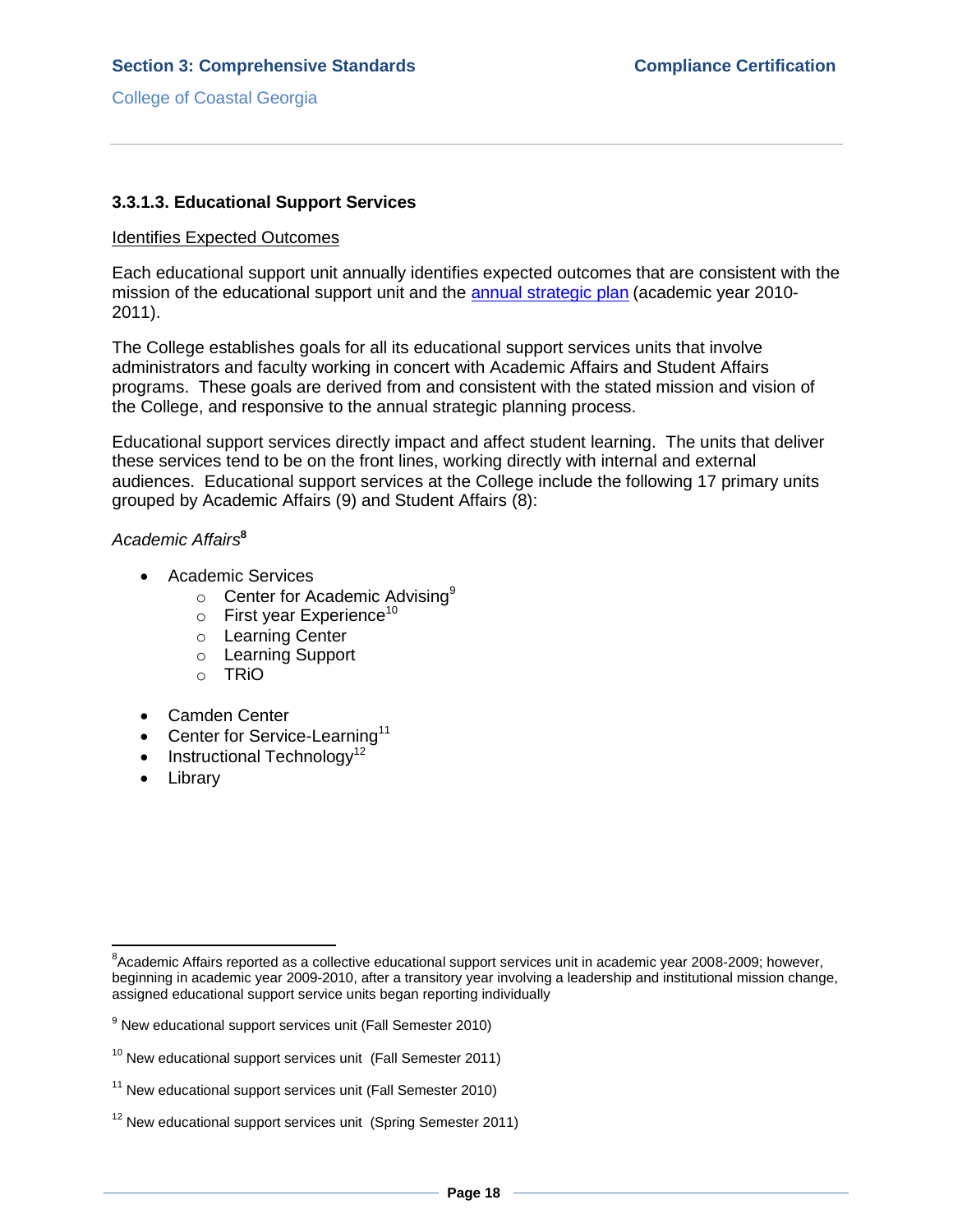### 3.3.1.3. Educational Support Services

Identifies Expected Outcomes

Each educational support unit annually identifies expected outcomes that are consistent with the mission of the educational support unit and the annual strategic plan (academic year 2010-2011).

The College establishes goals for all its educational support services units that involve administrators and faculty working in concert with Academic Affairs and Student Affairs programs. These goals are derived from and consistent with the stated mission and vision of the College, and responsive to the annual strategic planning process.

Educational support services directly impact and affect student learning. The units that deliver these services tend to be on the front lines, working directly with internal and external audiences. Educational support services at the College include the following 17 primary units grouped by Academic Affairs (9) and Student Affairs (8):

*Academic Affairs*[8]

- Academic Services
  - Center for Academic Advising[9]
  - First year Experience[10]
  - Learning Center
  - Learning Support
  - TRiO
- Camden Center
- Center for Service-Learning[11]
- Instructional Technology[12]
- Library

---

[8] Academic Affairs reported as a collective educational support services unit in academic year 2008-2009; however, beginning in academic year 2009-2010, after a transitory year involving a leadership and institutional mission change, assigned educational support service units began reporting individually

[9] New educational support services unit (Fall Semester 2010)

[10] New educational support services unit (Fall Semester 2011)

[11] New educational support services unit (Fall Semester 2010)

[12] New educational support services unit (Spring Semester 2011)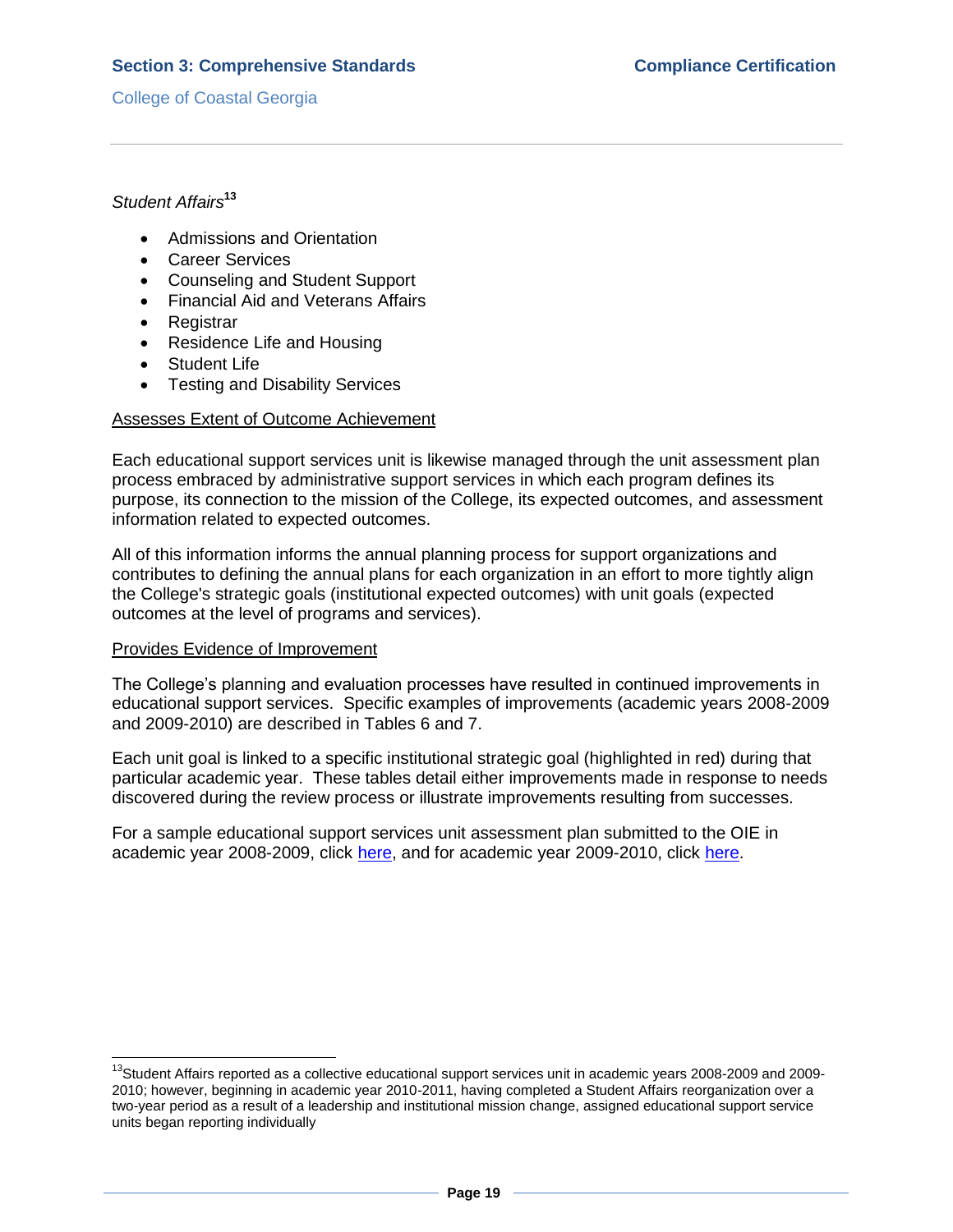*Student Affairs*[13]

- Admissions and Orientation
- Career Services
- Counseling and Student Support
- Financial Aid and Veterans Affairs
- Registrar
- Residence Life and Housing
- Student Life
- Testing and Disability Services

<u>Assesses Extent of Outcome Achievement</u>

Each educational support services unit is likewise managed through the unit assessment plan process embraced by administrative support services in which each program defines its purpose, its connection to the mission of the College, its expected outcomes, and assessment information related to expected outcomes.

All of this information informs the annual planning process for support organizations and contributes to defining the annual plans for each organization in an effort to more tightly align the College's strategic goals (institutional expected outcomes) with unit goals (expected outcomes at the level of programs and services).

<u>Provides Evidence of Improvement</u>

The College's planning and evaluation processes have resulted in continued improvements in educational support services. Specific examples of improvements (academic years 2008-2009 and 2009-2010) are described in Tables 6 and 7.

Each unit goal is linked to a specific institutional strategic goal (highlighted in red) during that particular academic year. These tables detail either improvements made in response to needs discovered during the review process or illustrate improvements resulting from successes.

For a sample educational support services unit assessment plan submitted to the OIE in academic year 2008-2009, click here, and for academic year 2009-2010, click here.

---

[13] Student Affairs reported as a collective educational support services unit in academic years 2008-2009 and 2009-2010; however, beginning in academic year 2010-2011, having completed a Student Affairs reorganization over a two-year period as a result of a leadership and institutional mission change, assigned educational support service units began reporting individually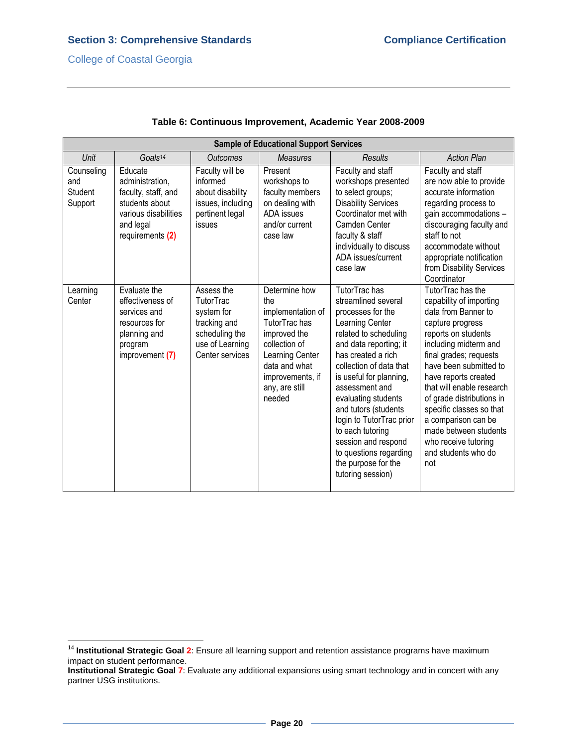**Table 6: Continuous Improvement, Academic Year 2008-2009**

| Sample of Educational Support Services | | | | | |
|---|---|---|---|---|---|
| *Unit* | *Goals*[14] | *Outcomes* | *Measures* | *Results* | *Action Plan* |
| Counseling and Student Support | Educate administration, faculty, staff, and students about various disabilities and legal requirements **(2)** | Faculty will be informed about disability issues, including pertinent legal issues | Present workshops to faculty members on dealing with ADA issues and/or current case law | Faculty and staff workshops presented to select groups; Disability Services Coordinator met with Camden Center faculty & staff individually to discuss ADA issues/current case law | Faculty and staff are now able to provide accurate information regarding process to gain accommodations – discouraging faculty and staff to not accommodate without appropriate notification from Disability Services Coordinator |
| Learning Center | Evaluate the effectiveness of services and resources for planning and program improvement **(7)** | Assess the TutorTrac system for tracking and scheduling the use of Learning Center services | Determine how the implementation of TutorTrac has improved the collection of Learning Center data and what improvements, if any, are still needed | TutorTrac has streamlined several processes for the Learning Center related to scheduling and data reporting; it has created a rich collection of data that is useful for planning, assessment and evaluating students and tutors (students login to TutorTrac prior to each tutoring session and respond to questions regarding the purpose for the tutoring session) | TutorTrac has the capability of importing data from Banner to capture progress reports on students including midterm and final grades; requests have been submitted to have reports created that will enable research of grade distributions in specific classes so that a comparison can be made between students who receive tutoring and students who do not |

[14] **Institutional Strategic Goal 2**: Ensure all learning support and retention assistance programs have maximum impact on student performance.
**Institutional Strategic Goal 7**: Evaluate any additional expansions using smart technology and in concert with any partner USG institutions.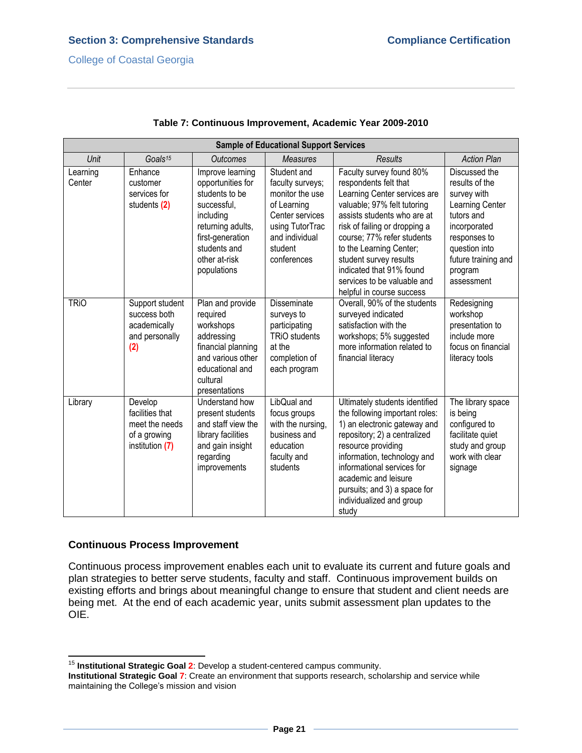**Table 7: Continuous Improvement, Academic Year 2009-2010**

| Sample of Educational Support Services | | | | | |
|---|---|---|---|---|---|
| *Unit* | *Goals*[15] | *Outcomes* | *Measures* | *Results* | *Action Plan* |
| Learning Center | Enhance customer services for students **(2)** | Improve learning opportunities for students to be successful, including returning adults, first-generation students and other at-risk populations | Student and faculty surveys; monitor the use of Learning Center services using TutorTrac and individual student conferences | Faculty survey found 80% respondents felt that Learning Center services are valuable; 97% felt tutoring assists students who are at risk of failing or dropping a course; 77% refer students to the Learning Center; student survey results indicated that 91% found services to be valuable and helpful in course success | Discussed the results of the survey with Learning Center tutors and incorporated responses to question into future training and program assessment |
| TRiO | Support student success both academically and personally **(2)** | Plan and provide required workshops addressing financial planning and various other educational and cultural presentations | Disseminate surveys to participating TRiO students at the completion of each program | Overall, 90% of the students surveyed indicated satisfaction with the workshops; 5% suggested more information related to financial literacy | Redesigning workshop presentation to include more focus on financial literacy tools |
| Library | Develop facilities that meet the needs of a growing institution **(7)** | Understand how present students and staff view the library facilities and gain insight regarding improvements | LibQual and focus groups with the nursing, business and education faculty and students | Ultimately students identified the following important roles: 1) an electronic gateway and repository; 2) a centralized resource providing information, technology and informational services for academic and leisure pursuits; and 3) a space for individualized and group study | The library space is being configured to facilitate quiet study and group work with clear signage |

### Continuous Process Improvement

Continuous process improvement enables each unit to evaluate its current and future goals and plan strategies to better serve students, faculty and staff. Continuous improvement builds on existing efforts and brings about meaningful change to ensure that student and client needs are being met. At the end of each academic year, units submit assessment plan updates to the OIE.

---

[15] **Institutional Strategic Goal 2**: Develop a student-centered campus community.
**Institutional Strategic Goal 7**: Create an environment that supports research, scholarship and service while maintaining the College's mission and vision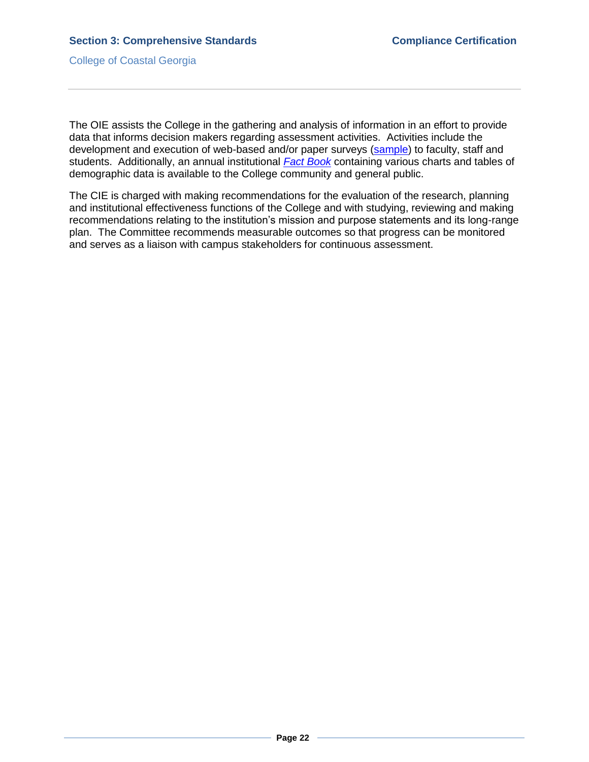The OIE assists the College in the gathering and analysis of information in an effort to provide data that informs decision makers regarding assessment activities. Activities include the development and execution of web-based and/or paper surveys (sample) to faculty, staff and students. Additionally, an annual institutional *Fact Book* containing various charts and tables of demographic data is available to the College community and general public.

The CIE is charged with making recommendations for the evaluation of the research, planning and institutional effectiveness functions of the College and with studying, reviewing and making recommendations relating to the institution's mission and purpose statements and its long-range plan. The Committee recommends measurable outcomes so that progress can be monitored and serves as a liaison with campus stakeholders for continuous assessment.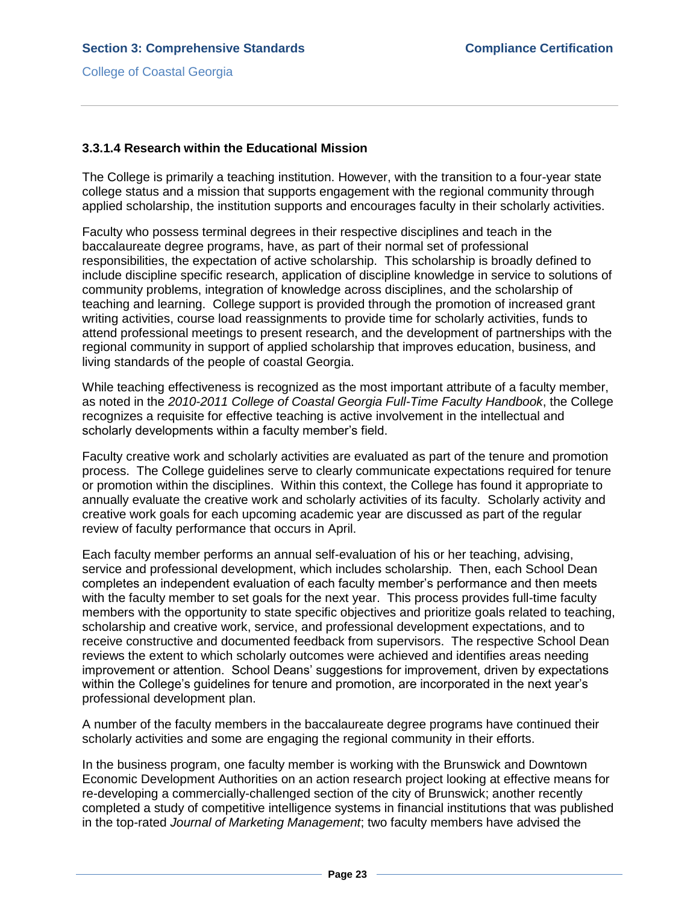### 3.3.1.4 Research within the Educational Mission

The College is primarily a teaching institution. However, with the transition to a four-year state college status and a mission that supports engagement with the regional community through applied scholarship, the institution supports and encourages faculty in their scholarly activities.

Faculty who possess terminal degrees in their respective disciplines and teach in the baccalaureate degree programs, have, as part of their normal set of professional responsibilities, the expectation of active scholarship. This scholarship is broadly defined to include discipline specific research, application of discipline knowledge in service to solutions of community problems, integration of knowledge across disciplines, and the scholarship of teaching and learning. College support is provided through the promotion of increased grant writing activities, course load reassignments to provide time for scholarly activities, funds to attend professional meetings to present research, and the development of partnerships with the regional community in support of applied scholarship that improves education, business, and living standards of the people of coastal Georgia.

While teaching effectiveness is recognized as the most important attribute of a faculty member, as noted in the *2010-2011 College of Coastal Georgia Full-Time Faculty Handbook*, the College recognizes a requisite for effective teaching is active involvement in the intellectual and scholarly developments within a faculty member's field.

Faculty creative work and scholarly activities are evaluated as part of the tenure and promotion process. The College guidelines serve to clearly communicate expectations required for tenure or promotion within the disciplines. Within this context, the College has found it appropriate to annually evaluate the creative work and scholarly activities of its faculty. Scholarly activity and creative work goals for each upcoming academic year are discussed as part of the regular review of faculty performance that occurs in April.

Each faculty member performs an annual self-evaluation of his or her teaching, advising, service and professional development, which includes scholarship. Then, each School Dean completes an independent evaluation of each faculty member's performance and then meets with the faculty member to set goals for the next year. This process provides full-time faculty members with the opportunity to state specific objectives and prioritize goals related to teaching, scholarship and creative work, service, and professional development expectations, and to receive constructive and documented feedback from supervisors. The respective School Dean reviews the extent to which scholarly outcomes were achieved and identifies areas needing improvement or attention. School Deans' suggestions for improvement, driven by expectations within the College's guidelines for tenure and promotion, are incorporated in the next year's professional development plan.

A number of the faculty members in the baccalaureate degree programs have continued their scholarly activities and some are engaging the regional community in their efforts.

In the business program, one faculty member is working with the Brunswick and Downtown Economic Development Authorities on an action research project looking at effective means for re-developing a commercially-challenged section of the city of Brunswick; another recently completed a study of competitive intelligence systems in financial institutions that was published in the top-rated *Journal of Marketing Management*; two faculty members have advised the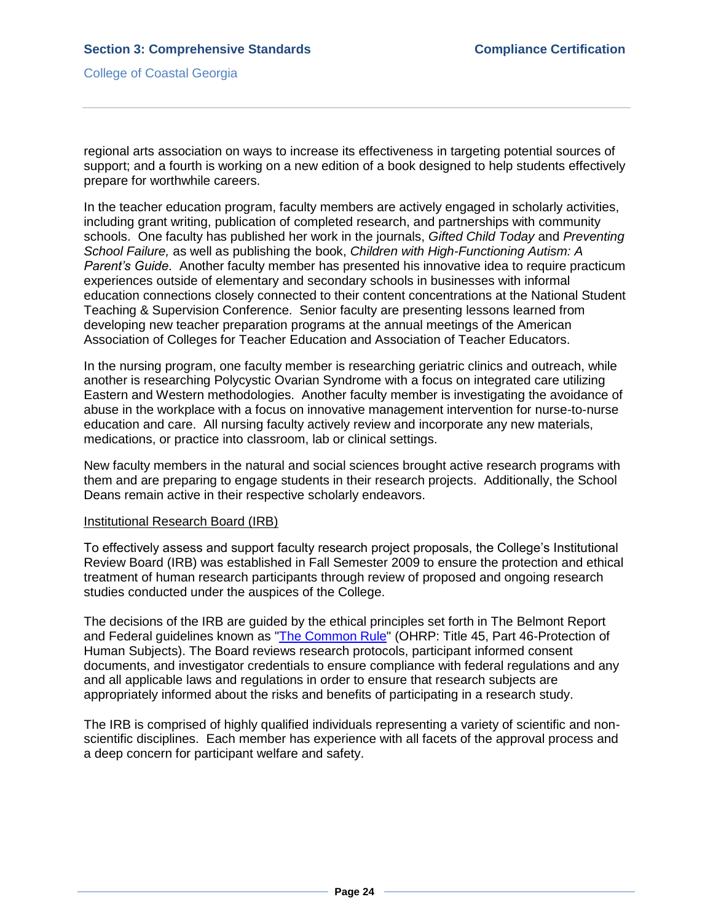regional arts association on ways to increase its effectiveness in targeting potential sources of support; and a fourth is working on a new edition of a book designed to help students effectively prepare for worthwhile careers.

In the teacher education program, faculty members are actively engaged in scholarly activities, including grant writing, publication of completed research, and partnerships with community schools. One faculty has published her work in the journals, *Gifted Child Today* and *Preventing School Failure,* as well as publishing the book, *Children with High-Functioning Autism: A Parent's Guide*. Another faculty member has presented his innovative idea to require practicum experiences outside of elementary and secondary schools in businesses with informal education connections closely connected to their content concentrations at the National Student Teaching & Supervision Conference. Senior faculty are presenting lessons learned from developing new teacher preparation programs at the annual meetings of the American Association of Colleges for Teacher Education and Association of Teacher Educators.

In the nursing program, one faculty member is researching geriatric clinics and outreach, while another is researching Polycystic Ovarian Syndrome with a focus on integrated care utilizing Eastern and Western methodologies. Another faculty member is investigating the avoidance of abuse in the workplace with a focus on innovative management intervention for nurse-to-nurse education and care. All nursing faculty actively review and incorporate any new materials, medications, or practice into classroom, lab or clinical settings.

New faculty members in the natural and social sciences brought active research programs with them and are preparing to engage students in their research projects. Additionally, the School Deans remain active in their respective scholarly endeavors.

<u>Institutional Research Board (IRB)</u>

To effectively assess and support faculty research project proposals, the College's Institutional Review Board (IRB) was established in Fall Semester 2009 to ensure the protection and ethical treatment of human research participants through review of proposed and ongoing research studies conducted under the auspices of the College.

The decisions of the IRB are guided by the ethical principles set forth in The Belmont Report and Federal guidelines known as "The Common Rule" (OHRP: Title 45, Part 46-Protection of Human Subjects). The Board reviews research protocols, participant informed consent documents, and investigator credentials to ensure compliance with federal regulations and any and all applicable laws and regulations in order to ensure that research subjects are appropriately informed about the risks and benefits of participating in a research study.

The IRB is comprised of highly qualified individuals representing a variety of scientific and non-scientific disciplines. Each member has experience with all facets of the approval process and a deep concern for participant welfare and safety.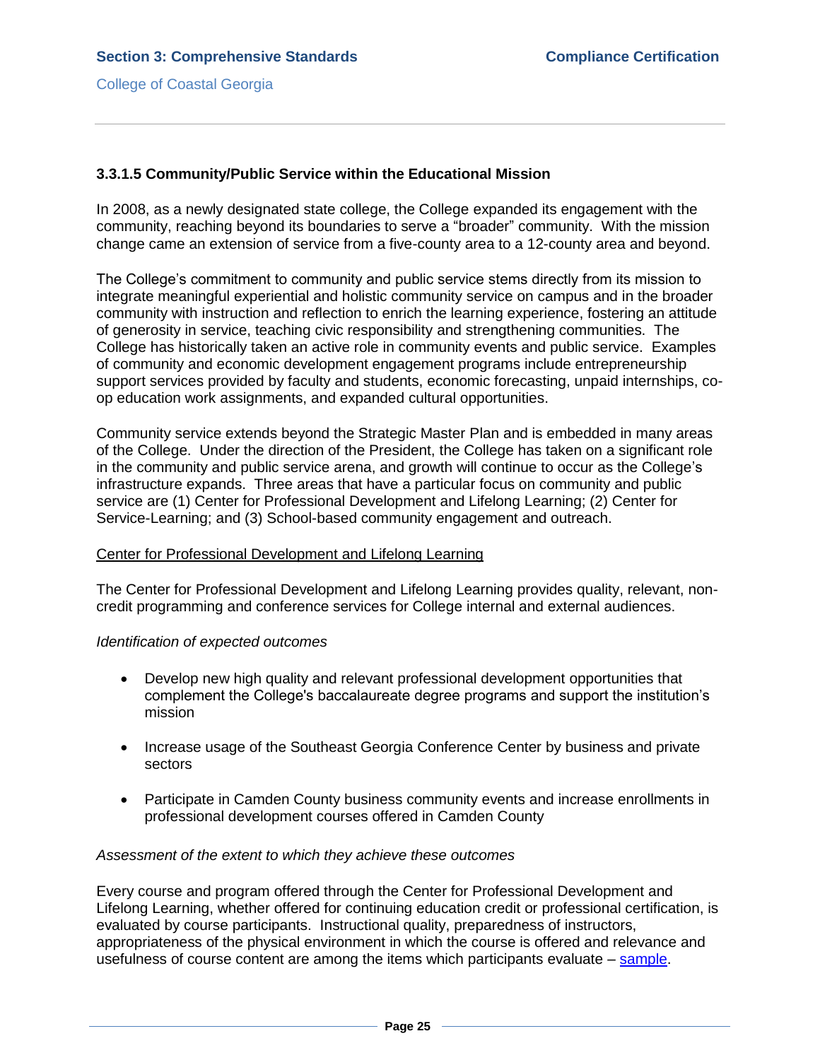### 3.3.1.5 Community/Public Service within the Educational Mission

In 2008, as a newly designated state college, the College expanded its engagement with the community, reaching beyond its boundaries to serve a "broader" community. With the mission change came an extension of service from a five-county area to a 12-county area and beyond.

The College's commitment to community and public service stems directly from its mission to integrate meaningful experiential and holistic community service on campus and in the broader community with instruction and reflection to enrich the learning experience, fostering an attitude of generosity in service, teaching civic responsibility and strengthening communities. The College has historically taken an active role in community events and public service. Examples of community and economic development engagement programs include entrepreneurship support services provided by faculty and students, economic forecasting, unpaid internships, co-op education work assignments, and expanded cultural opportunities.

Community service extends beyond the Strategic Master Plan and is embedded in many areas of the College. Under the direction of the President, the College has taken on a significant role in the community and public service arena, and growth will continue to occur as the College's infrastructure expands. Three areas that have a particular focus on community and public service are (1) Center for Professional Development and Lifelong Learning; (2) Center for Service-Learning; and (3) School-based community engagement and outreach.

<u>Center for Professional Development and Lifelong Learning</u>

The Center for Professional Development and Lifelong Learning provides quality, relevant, non-credit programming and conference services for College internal and external audiences.

*Identification of expected outcomes*

- Develop new high quality and relevant professional development opportunities that complement the College's baccalaureate degree programs and support the institution's mission
- Increase usage of the Southeast Georgia Conference Center by business and private sectors
- Participate in Camden County business community events and increase enrollments in professional development courses offered in Camden County

*Assessment of the extent to which they achieve these outcomes*

Every course and program offered through the Center for Professional Development and Lifelong Learning, whether offered for continuing education credit or professional certification, is evaluated by course participants. Instructional quality, preparedness of instructors, appropriateness of the physical environment in which the course is offered and relevance and usefulness of course content are among the items which participants evaluate – sample.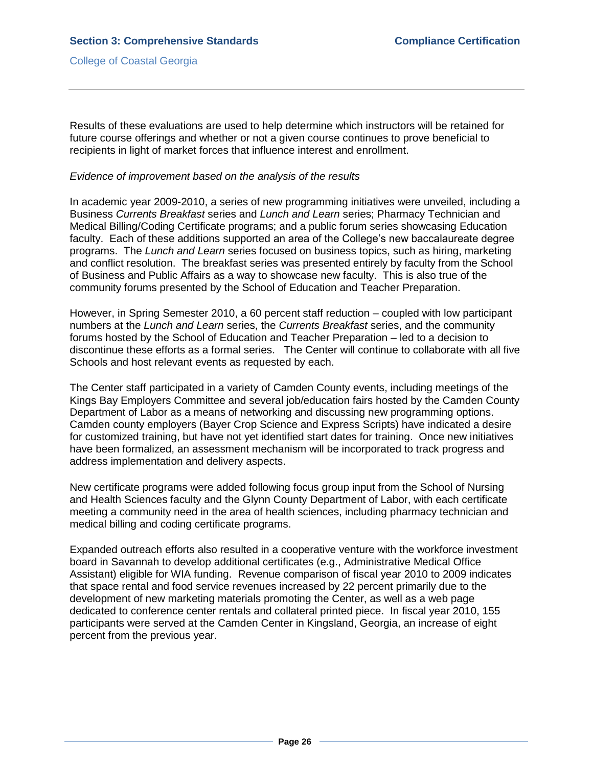Results of these evaluations are used to help determine which instructors will be retained for future course offerings and whether or not a given course continues to prove beneficial to recipients in light of market forces that influence interest and enrollment.

*Evidence of improvement based on the analysis of the results*

In academic year 2009-2010, a series of new programming initiatives were unveiled, including a Business *Currents Breakfast* series and *Lunch and Learn* series; Pharmacy Technician and Medical Billing/Coding Certificate programs; and a public forum series showcasing Education faculty. Each of these additions supported an area of the College's new baccalaureate degree programs. The *Lunch and Learn* series focused on business topics, such as hiring, marketing and conflict resolution. The breakfast series was presented entirely by faculty from the School of Business and Public Affairs as a way to showcase new faculty. This is also true of the community forums presented by the School of Education and Teacher Preparation.

However, in Spring Semester 2010, a 60 percent staff reduction – coupled with low participant numbers at the *Lunch and Learn* series, the *Currents Breakfast* series, and the community forums hosted by the School of Education and Teacher Preparation – led to a decision to discontinue these efforts as a formal series. The Center will continue to collaborate with all five Schools and host relevant events as requested by each.

The Center staff participated in a variety of Camden County events, including meetings of the Kings Bay Employers Committee and several job/education fairs hosted by the Camden County Department of Labor as a means of networking and discussing new programming options. Camden county employers (Bayer Crop Science and Express Scripts) have indicated a desire for customized training, but have not yet identified start dates for training. Once new initiatives have been formalized, an assessment mechanism will be incorporated to track progress and address implementation and delivery aspects.

New certificate programs were added following focus group input from the School of Nursing and Health Sciences faculty and the Glynn County Department of Labor, with each certificate meeting a community need in the area of health sciences, including pharmacy technician and medical billing and coding certificate programs.

Expanded outreach efforts also resulted in a cooperative venture with the workforce investment board in Savannah to develop additional certificates (e.g., Administrative Medical Office Assistant) eligible for WIA funding. Revenue comparison of fiscal year 2010 to 2009 indicates that space rental and food service revenues increased by 22 percent primarily due to the development of new marketing materials promoting the Center, as well as a web page dedicated to conference center rentals and collateral printed piece. In fiscal year 2010, 155 participants were served at the Camden Center in Kingsland, Georgia, an increase of eight percent from the previous year.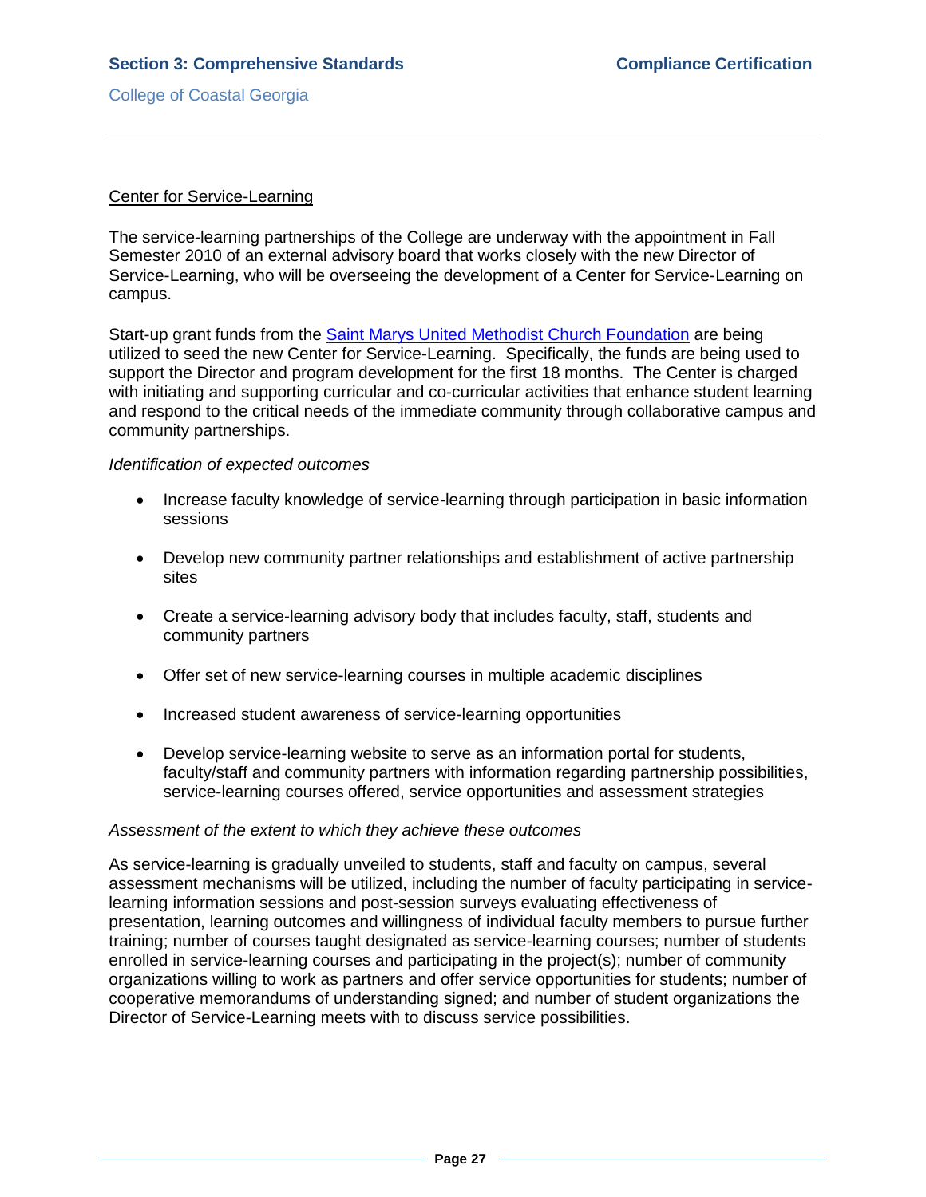## Center for Service-Learning

The service-learning partnerships of the College are underway with the appointment in Fall Semester 2010 of an external advisory board that works closely with the new Director of Service-Learning, who will be overseeing the development of a Center for Service-Learning on campus.

Start-up grant funds from the [Saint Marys United Methodist Church Foundation]() are being utilized to seed the new Center for Service-Learning. Specifically, the funds are being used to support the Director and program development for the first 18 months. The Center is charged with initiating and supporting curricular and co-curricular activities that enhance student learning and respond to the critical needs of the immediate community through collaborative campus and community partnerships.

*Identification of expected outcomes*

- Increase faculty knowledge of service-learning through participation in basic information sessions
- Develop new community partner relationships and establishment of active partnership sites
- Create a service-learning advisory body that includes faculty, staff, students and community partners
- Offer set of new service-learning courses in multiple academic disciplines
- Increased student awareness of service-learning opportunities
- Develop service-learning website to serve as an information portal for students, faculty/staff and community partners with information regarding partnership possibilities, service-learning courses offered, service opportunities and assessment strategies

*Assessment of the extent to which they achieve these outcomes*

As service-learning is gradually unveiled to students, staff and faculty on campus, several assessment mechanisms will be utilized, including the number of faculty participating in service-learning information sessions and post-session surveys evaluating effectiveness of presentation, learning outcomes and willingness of individual faculty members to pursue further training; number of courses taught designated as service-learning courses; number of students enrolled in service-learning courses and participating in the project(s); number of community organizations willing to work as partners and offer service opportunities for students; number of cooperative memorandums of understanding signed; and number of student organizations the Director of Service-Learning meets with to discuss service possibilities.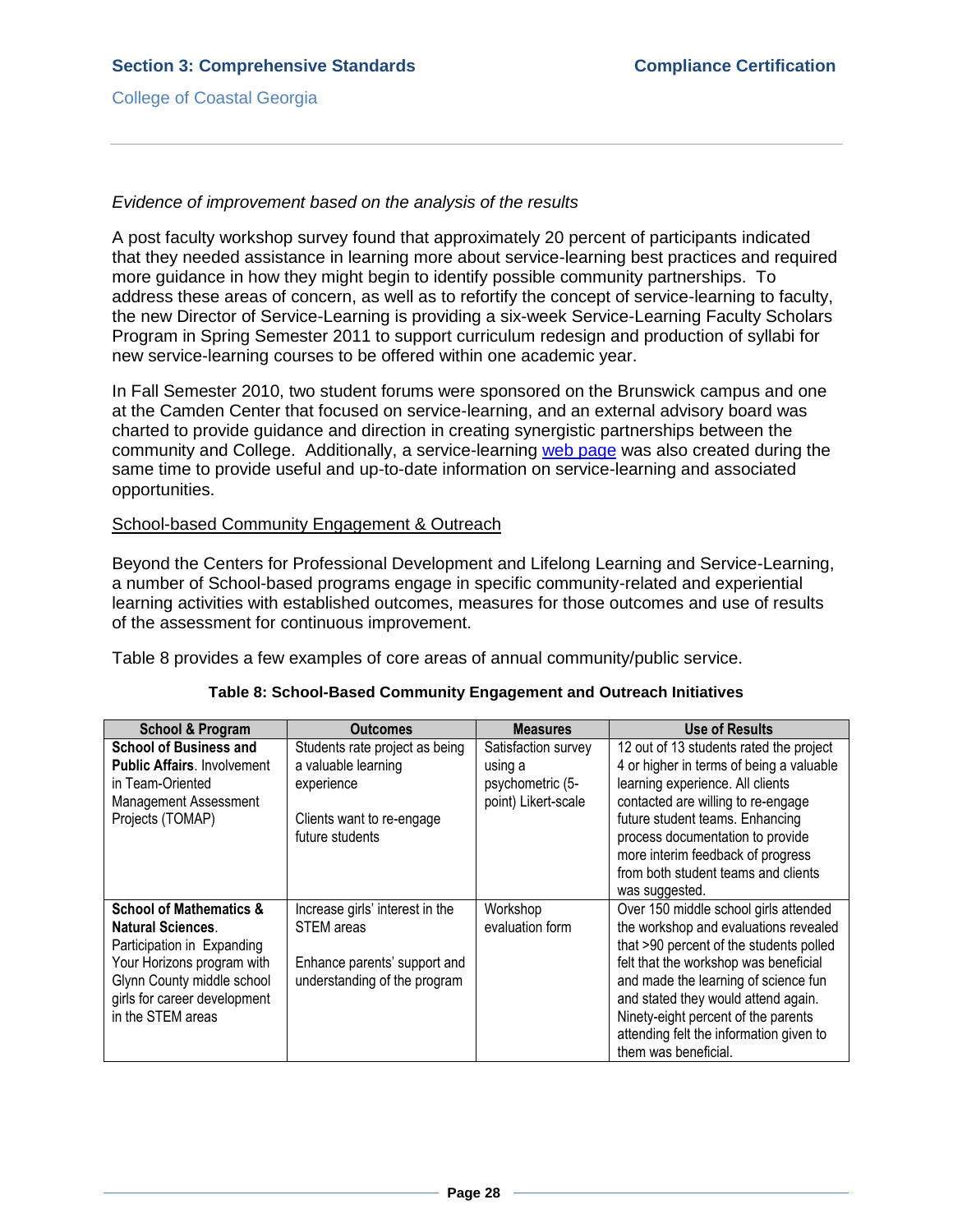*Evidence of improvement based on the analysis of the results*

A post faculty workshop survey found that approximately 20 percent of participants indicated that they needed assistance in learning more about service-learning best practices and required more guidance in how they might begin to identify possible community partnerships. To address these areas of concern, as well as to refortify the concept of service-learning to faculty, the new Director of Service-Learning is providing a six-week Service-Learning Faculty Scholars Program in Spring Semester 2011 to support curriculum redesign and production of syllabi for new service-learning courses to be offered within one academic year.

In Fall Semester 2010, two student forums were sponsored on the Brunswick campus and one at the Camden Center that focused on service-learning, and an external advisory board was charted to provide guidance and direction in creating synergistic partnerships between the community and College. Additionally, a service-learning web page was also created during the same time to provide useful and up-to-date information on service-learning and associated opportunities.

School-based Community Engagement & Outreach

Beyond the Centers for Professional Development and Lifelong Learning and Service-Learning, a number of School-based programs engage in specific community-related and experiential learning activities with established outcomes, measures for those outcomes and use of results of the assessment for continuous improvement.

Table 8 provides a few examples of core areas of annual community/public service.

**Table 8: School-Based Community Engagement and Outreach Initiatives**

| School & Program | Outcomes | Measures | Use of Results |
|---|---|---|---|
| **School of Business and Public Affairs**. Involvement in Team-Oriented Management Assessment Projects (TOMAP) | Students rate project as being a valuable learning experience<br><br>Clients want to re-engage future students | Satisfaction survey using a psychometric (5-point) Likert-scale | 12 out of 13 students rated the project 4 or higher in terms of being a valuable learning experience. All clients contacted are willing to re-engage future student teams. Enhancing process documentation to provide more interim feedback of progress from both student teams and clients was suggested. |
| **School of Mathematics & Natural Sciences**. Participation in Expanding Your Horizons program with Glynn County middle school girls for career development in the STEM areas | Increase girls' interest in the STEM areas<br><br>Enhance parents' support and understanding of the program | Workshop evaluation form | Over 150 middle school girls attended the workshop and evaluations revealed that >90 percent of the students polled felt that the workshop was beneficial and made the learning of science fun and stated they would attend again. Ninety-eight percent of the parents attending felt the information given to them was beneficial. |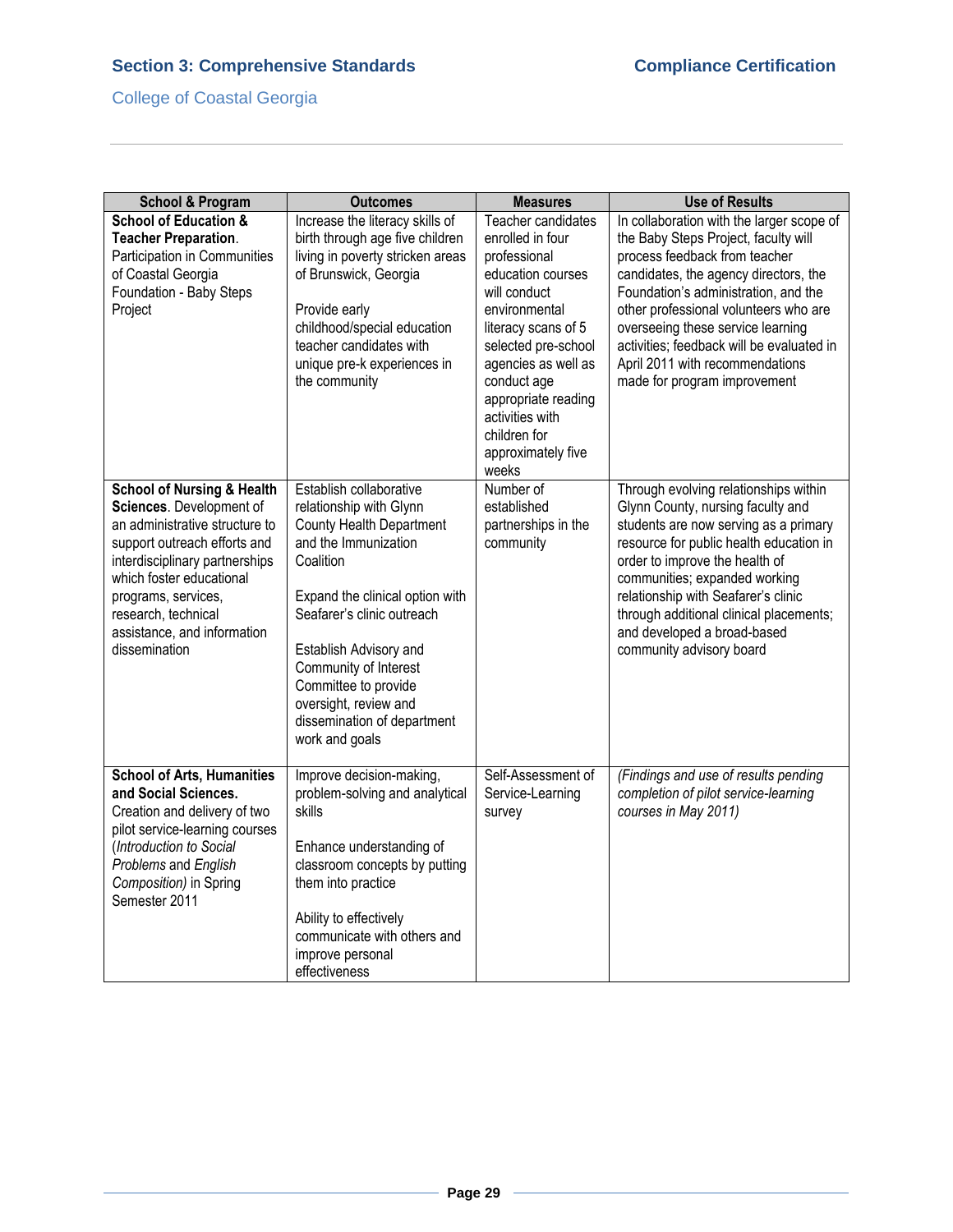| School & Program | Outcomes | Measures | Use of Results |
|---|---|---|---|
| **School of Education & Teacher Preparation**. Participation in Communities of Coastal Georgia Foundation - Baby Steps Project | Increase the literacy skills of birth through age five children living in poverty stricken areas of Brunswick, Georgia<br><br>Provide early childhood/special education teacher candidates with unique pre-k experiences in the community | Teacher candidates enrolled in four professional education courses will conduct environmental literacy scans of 5 selected pre-school agencies as well as conduct age appropriate reading activities with children for approximately five weeks | In collaboration with the larger scope of the Baby Steps Project, faculty will process feedback from teacher candidates, the agency directors, the Foundation's administration, and the other professional volunteers who are overseeing these service learning activities; feedback will be evaluated in April 2011 with recommendations made for program improvement |
| **School of Nursing & Health Sciences**. Development of an administrative structure to support outreach efforts and interdisciplinary partnerships which foster educational programs, services, research, technical assistance, and information dissemination | Establish collaborative relationship with Glynn County Health Department and the Immunization Coalition<br><br>Expand the clinical option with Seafarer's clinic outreach<br><br>Establish Advisory and Community of Interest Committee to provide oversight, review and dissemination of department work and goals | Number of established partnerships in the community | Through evolving relationships within Glynn County, nursing faculty and students are now serving as a primary resource for public health education in order to improve the health of communities; expanded working relationship with Seafarer's clinic through additional clinical placements; and developed a broad-based community advisory board |
| **School of Arts, Humanities and Social Sciences.** Creation and delivery of two pilot service-learning courses (*Introduction to Social Problems* and *English Composition)* in Spring Semester 2011 | Improve decision-making, problem-solving and analytical skills<br><br>Enhance understanding of classroom concepts by putting them into practice<br><br>Ability to effectively communicate with others and improve personal effectiveness | Self-Assessment of Service-Learning survey | *(Findings and use of results pending completion of pilot service-learning courses in May 2011)* |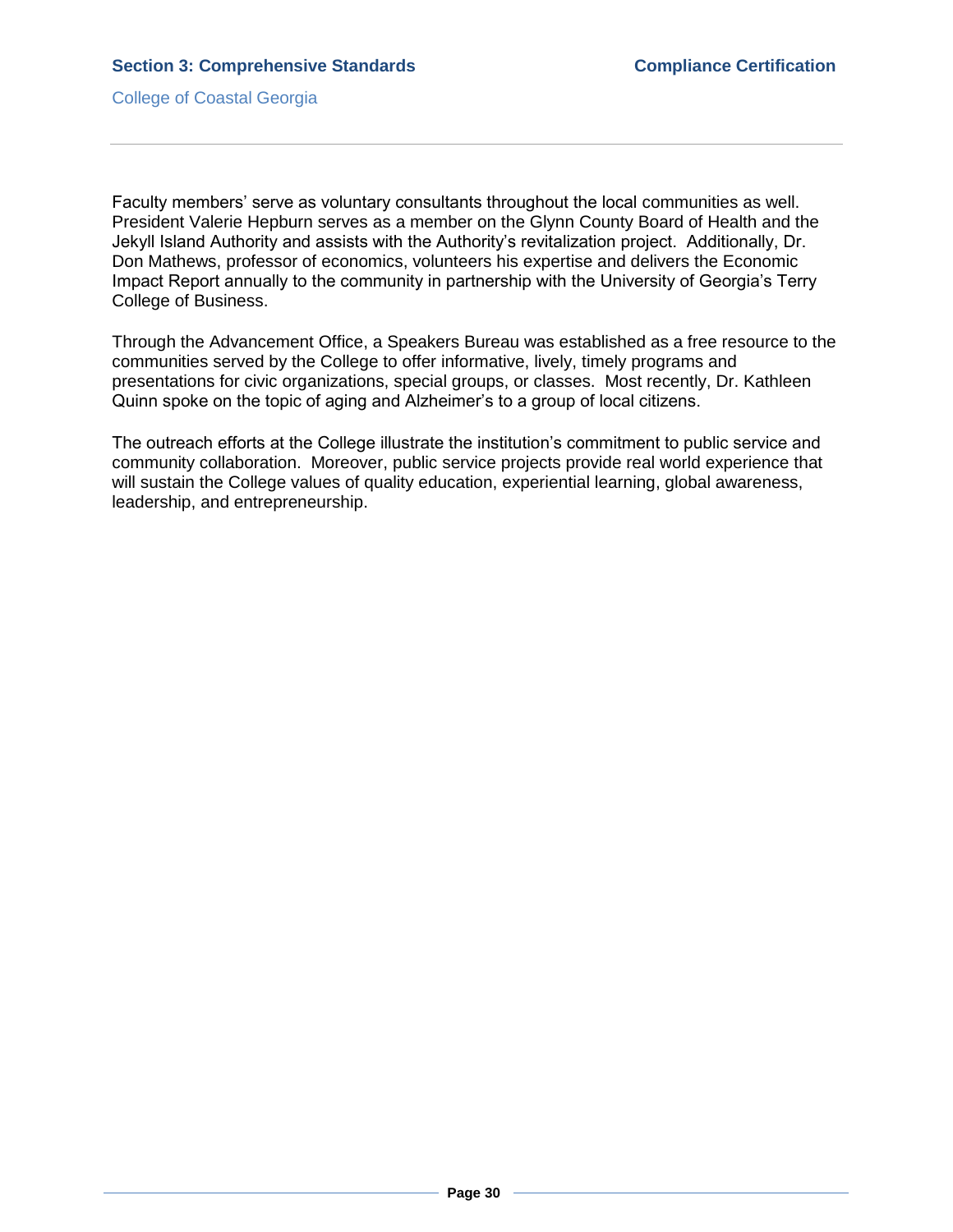Faculty members' serve as voluntary consultants throughout the local communities as well. President Valerie Hepburn serves as a member on the Glynn County Board of Health and the Jekyll Island Authority and assists with the Authority's revitalization project. Additionally, Dr. Don Mathews, professor of economics, volunteers his expertise and delivers the Economic Impact Report annually to the community in partnership with the University of Georgia's Terry College of Business.

Through the Advancement Office, a Speakers Bureau was established as a free resource to the communities served by the College to offer informative, lively, timely programs and presentations for civic organizations, special groups, or classes. Most recently, Dr. Kathleen Quinn spoke on the topic of aging and Alzheimer's to a group of local citizens.

The outreach efforts at the College illustrate the institution's commitment to public service and community collaboration. Moreover, public service projects provide real world experience that will sustain the College values of quality education, experiential learning, global awareness, leadership, and entrepreneurship.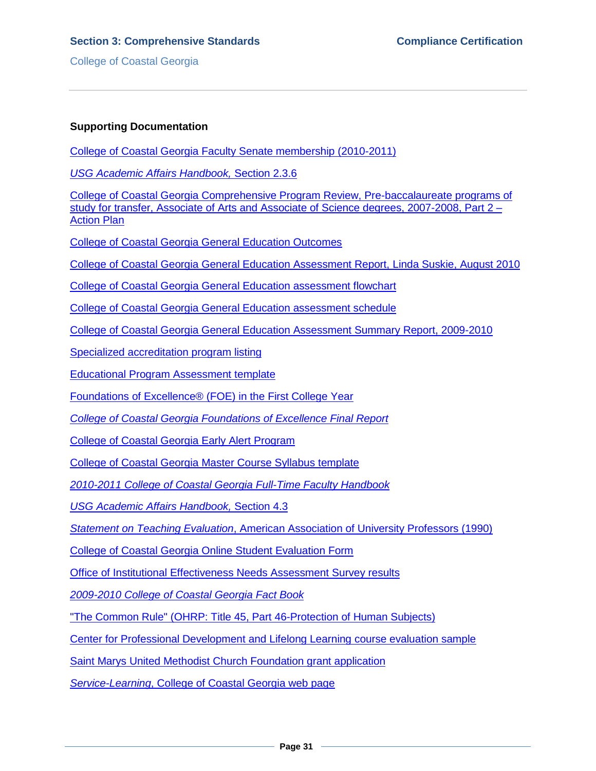**Supporting Documentation**

College of Coastal Georgia Faculty Senate membership (2010-2011)

*USG Academic Affairs Handbook,* Section 2.3.6

College of Coastal Georgia Comprehensive Program Review, Pre-baccalaureate programs of study for transfer, Associate of Arts and Associate of Science degrees, 2007-2008, Part 2 – Action Plan

College of Coastal Georgia General Education Outcomes

College of Coastal Georgia General Education Assessment Report, Linda Suskie, August 2010

College of Coastal Georgia General Education assessment flowchart

College of Coastal Georgia General Education assessment schedule

College of Coastal Georgia General Education Assessment Summary Report, 2009-2010

Specialized accreditation program listing

Educational Program Assessment template

Foundations of Excellence® (FOE) in the First College Year

*College of Coastal Georgia Foundations of Excellence Final Report*

College of Coastal Georgia Early Alert Program

College of Coastal Georgia Master Course Syllabus template

*2010-2011 College of Coastal Georgia Full-Time Faculty Handbook*

*USG Academic Affairs Handbook,* Section 4.3

*Statement on Teaching Evaluation*, American Association of University Professors (1990)

College of Coastal Georgia Online Student Evaluation Form

Office of Institutional Effectiveness Needs Assessment Survey results

*2009-2010 College of Coastal Georgia Fact Book*

"The Common Rule" (OHRP: Title 45, Part 46-Protection of Human Subjects)

Center for Professional Development and Lifelong Learning course evaluation sample

Saint Marys United Methodist Church Foundation grant application

*Service-Learning*, College of Coastal Georgia web page